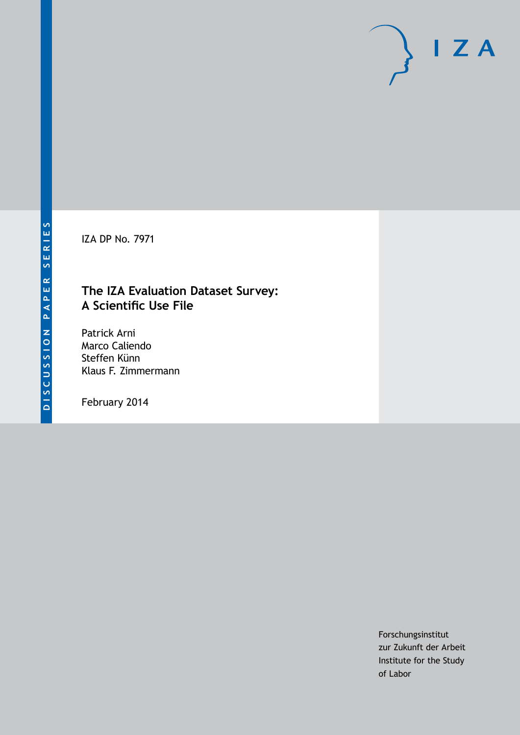DISCUSSION PAPER SERIES

IZA DP No. 7971

# The IZA Evaluation Dataset Survey: A Scientific Use File

Patrick Arni
Marco Caliendo
Steffen Künn
Klaus F. Zimmermann

February 2014

Forschungsinstitut
zur Zukunft der Arbeit
Institute for the Study
of Labor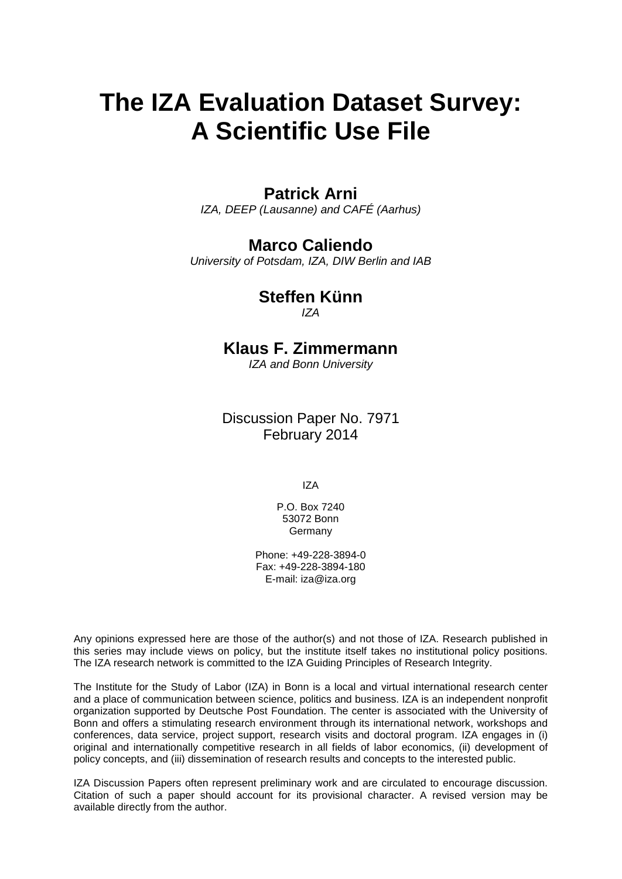# The IZA Evaluation Dataset Survey: A Scientific Use File

**Patrick Arni**

*IZA, DEEP (Lausanne) and CAFÉ (Aarhus)*

**Marco Caliendo**

*University of Potsdam, IZA, DIW Berlin and IAB*

**Steffen Künn**

*IZA*

**Klaus F. Zimmermann**

*IZA and Bonn University*

Discussion Paper No. 7971
February 2014

IZA

P.O. Box 7240
53072 Bonn
Germany

Phone: +49-228-3894-0
Fax: +49-228-3894-180
E-mail: iza@iza.org

Any opinions expressed here are those of the author(s) and not those of IZA. Research published in this series may include views on policy, but the institute itself takes no institutional policy positions. The IZA research network is committed to the IZA Guiding Principles of Research Integrity.

The Institute for the Study of Labor (IZA) in Bonn is a local and virtual international research center and a place of communication between science, politics and business. IZA is an independent nonprofit organization supported by Deutsche Post Foundation. The center is associated with the University of Bonn and offers a stimulating research environment through its international network, workshops and conferences, data service, project support, research visits and doctoral program. IZA engages in (i) original and internationally competitive research in all fields of labor economics, (ii) development of policy concepts, and (iii) dissemination of research results and concepts to the interested public.

IZA Discussion Papers often represent preliminary work and are circulated to encourage discussion. Citation of such a paper should account for its provisional character. A revised version may be available directly from the author.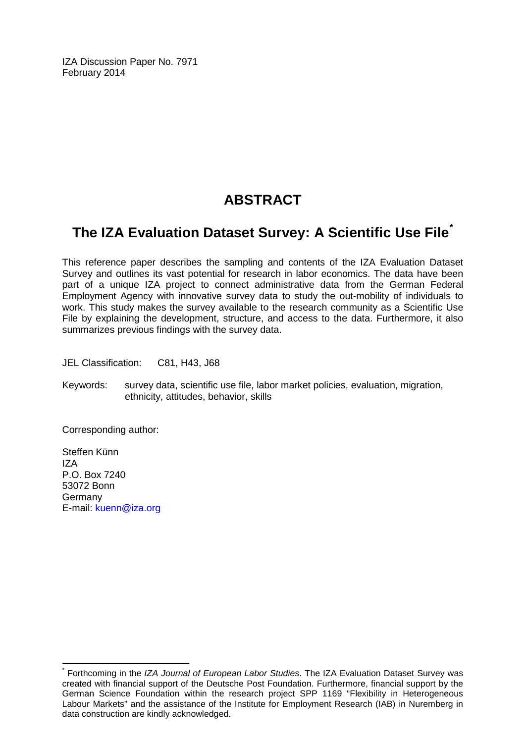IZA Discussion Paper No. 7971
February 2014

# ABSTRACT

## The IZA Evaluation Dataset Survey: A Scientific Use File[*]

This reference paper describes the sampling and contents of the IZA Evaluation Dataset Survey and outlines its vast potential for research in labor economics. The data have been part of a unique IZA project to connect administrative data from the German Federal Employment Agency with innovative survey data to study the out-mobility of individuals to work. This study makes the survey available to the research community as a Scientific Use File by explaining the development, structure, and access to the data. Furthermore, it also summarizes previous findings with the survey data.

JEL Classification: C81, H43, J68

Keywords: survey data, scientific use file, labor market policies, evaluation, migration, ethnicity, attitudes, behavior, skills

Corresponding author:

Steffen Künn
IZA
P.O. Box 7240
53072 Bonn
Germany
E-mail: kuenn@iza.org

---

[*] Forthcoming in the *IZA Journal of European Labor Studies*. The IZA Evaluation Dataset Survey was created with financial support of the Deutsche Post Foundation. Furthermore, financial support by the German Science Foundation within the research project SPP 1169 "Flexibility in Heterogeneous Labour Markets" and the assistance of the Institute for Employment Research (IAB) in Nuremberg in data construction are kindly acknowledged.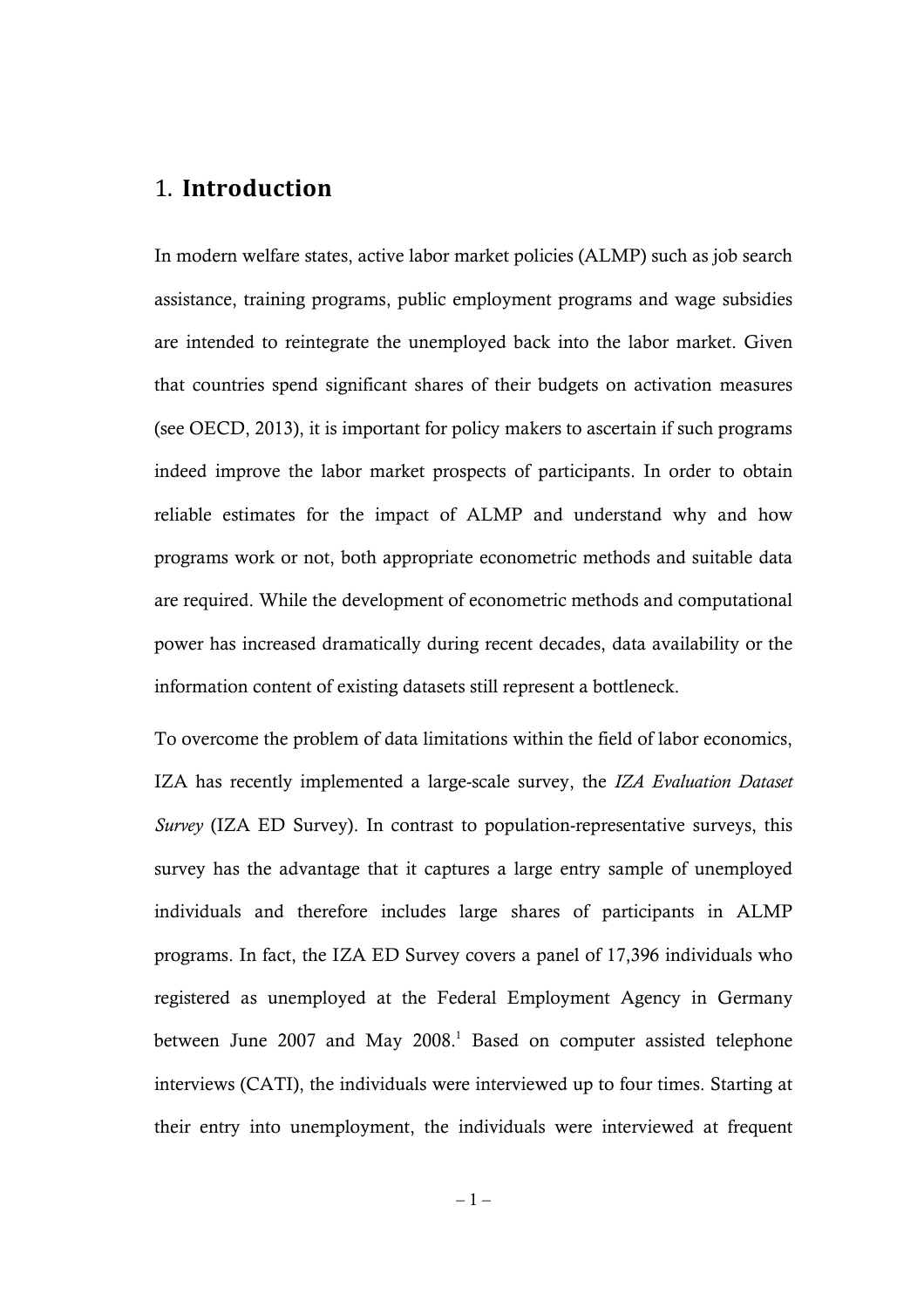# 1. **Introduction**

In modern welfare states, active labor market policies (ALMP) such as job search assistance, training programs, public employment programs and wage subsidies are intended to reintegrate the unemployed back into the labor market. Given that countries spend significant shares of their budgets on activation measures (see OECD, 2013), it is important for policy makers to ascertain if such programs indeed improve the labor market prospects of participants. In order to obtain reliable estimates for the impact of ALMP and understand why and how programs work or not, both appropriate econometric methods and suitable data are required. While the development of econometric methods and computational power has increased dramatically during recent decades, data availability or the information content of existing datasets still represent a bottleneck.

To overcome the problem of data limitations within the field of labor economics, IZA has recently implemented a large-scale survey, the *IZA Evaluation Dataset Survey* (IZA ED Survey). In contrast to population-representative surveys, this survey has the advantage that it captures a large entry sample of unemployed individuals and therefore includes large shares of participants in ALMP programs. In fact, the IZA ED Survey covers a panel of 17,396 individuals who registered as unemployed at the Federal Employment Agency in Germany between June 2007 and May 2008.[1] Based on computer assisted telephone interviews (CATI), the individuals were interviewed up to four times. Starting at their entry into unemployment, the individuals were interviewed at frequent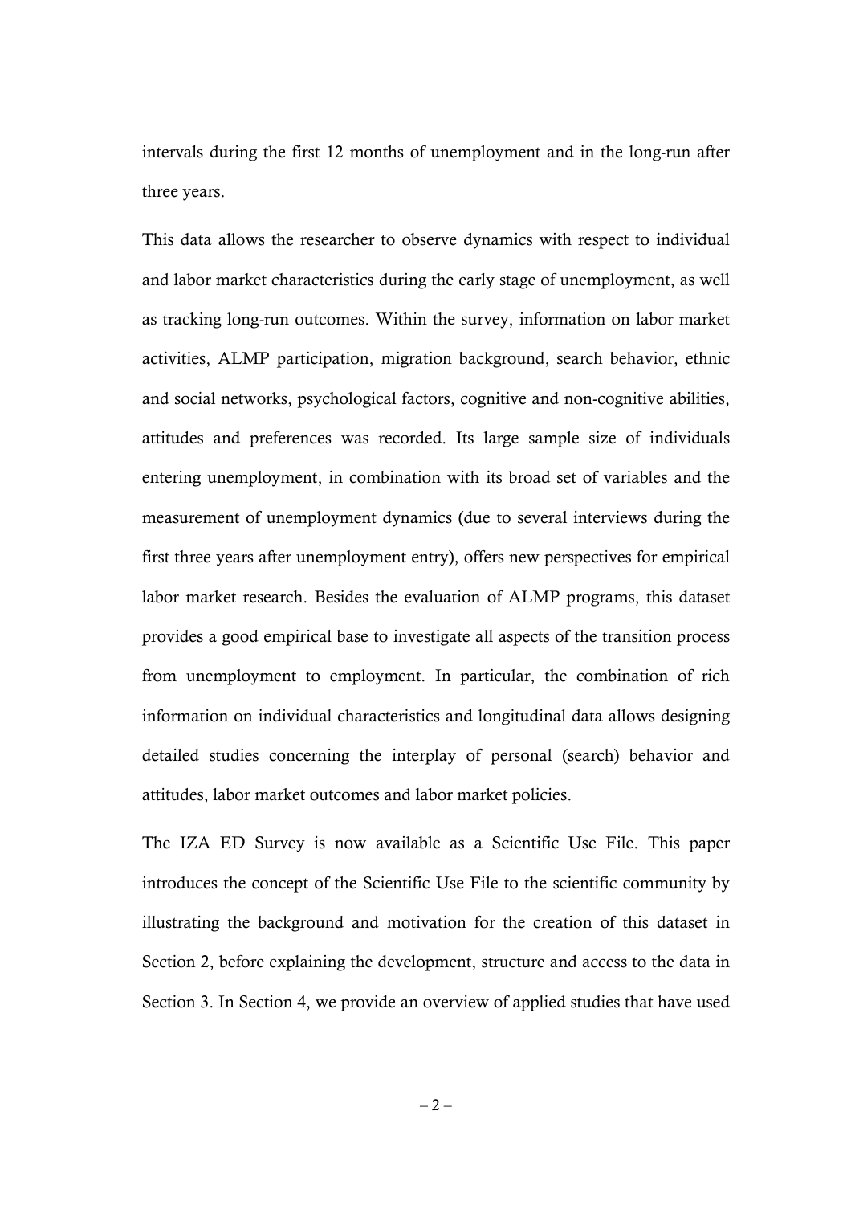intervals during the first 12 months of unemployment and in the long-run after three years.

This data allows the researcher to observe dynamics with respect to individual and labor market characteristics during the early stage of unemployment, as well as tracking long-run outcomes. Within the survey, information on labor market activities, ALMP participation, migration background, search behavior, ethnic and social networks, psychological factors, cognitive and non-cognitive abilities, attitudes and preferences was recorded. Its large sample size of individuals entering unemployment, in combination with its broad set of variables and the measurement of unemployment dynamics (due to several interviews during the first three years after unemployment entry), offers new perspectives for empirical labor market research. Besides the evaluation of ALMP programs, this dataset provides a good empirical base to investigate all aspects of the transition process from unemployment to employment. In particular, the combination of rich information on individual characteristics and longitudinal data allows designing detailed studies concerning the interplay of personal (search) behavior and attitudes, labor market outcomes and labor market policies.

The IZA ED Survey is now available as a Scientific Use File. This paper introduces the concept of the Scientific Use File to the scientific community by illustrating the background and motivation for the creation of this dataset in Section 2, before explaining the development, structure and access to the data in Section 3. In Section 4, we provide an overview of applied studies that have used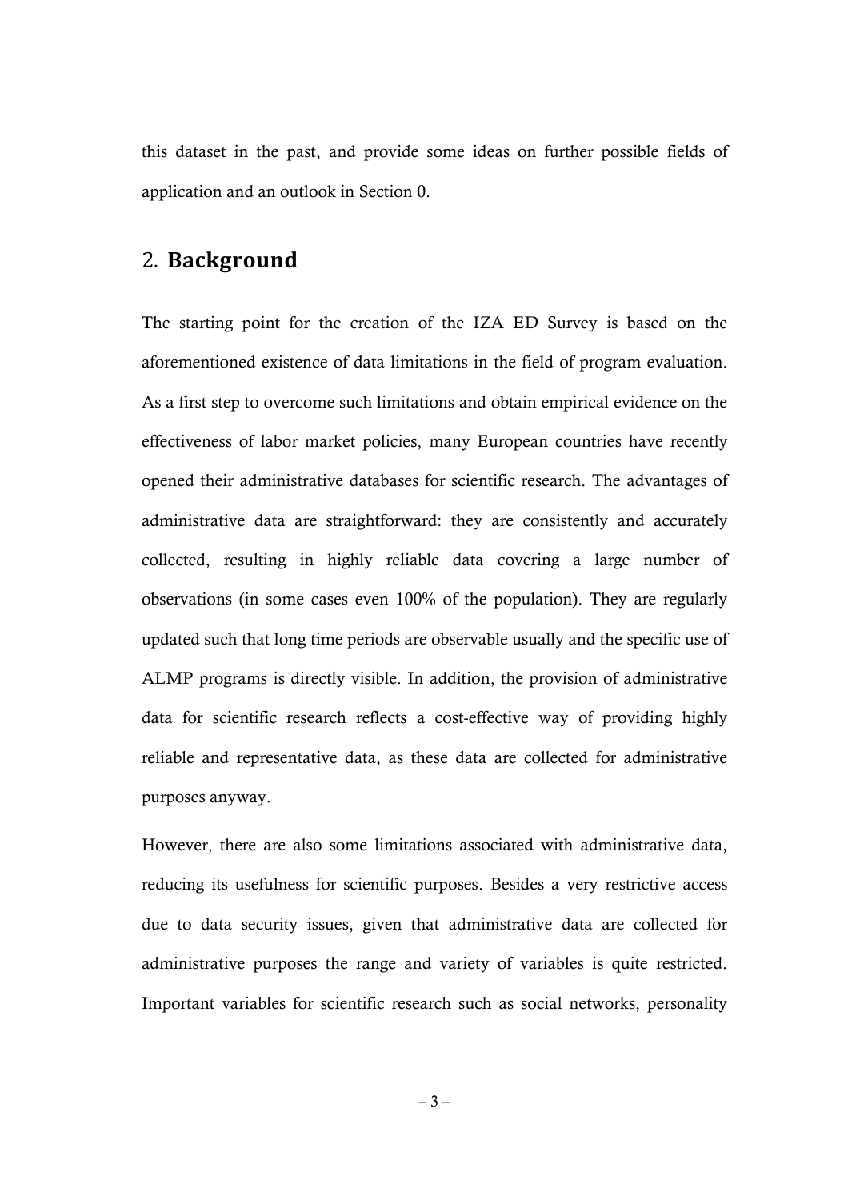this dataset in the past, and provide some ideas on further possible fields of application and an outlook in Section 0.

## 2. **Background**

The starting point for the creation of the IZA ED Survey is based on the aforementioned existence of data limitations in the field of program evaluation. As a first step to overcome such limitations and obtain empirical evidence on the effectiveness of labor market policies, many European countries have recently opened their administrative databases for scientific research. The advantages of administrative data are straightforward: they are consistently and accurately collected, resulting in highly reliable data covering a large number of observations (in some cases even 100% of the population). They are regularly updated such that long time periods are observable usually and the specific use of ALMP programs is directly visible. In addition, the provision of administrative data for scientific research reflects a cost-effective way of providing highly reliable and representative data, as these data are collected for administrative purposes anyway.

However, there are also some limitations associated with administrative data, reducing its usefulness for scientific purposes. Besides a very restrictive access due to data security issues, given that administrative data are collected for administrative purposes the range and variety of variables is quite restricted. Important variables for scientific research such as social networks, personality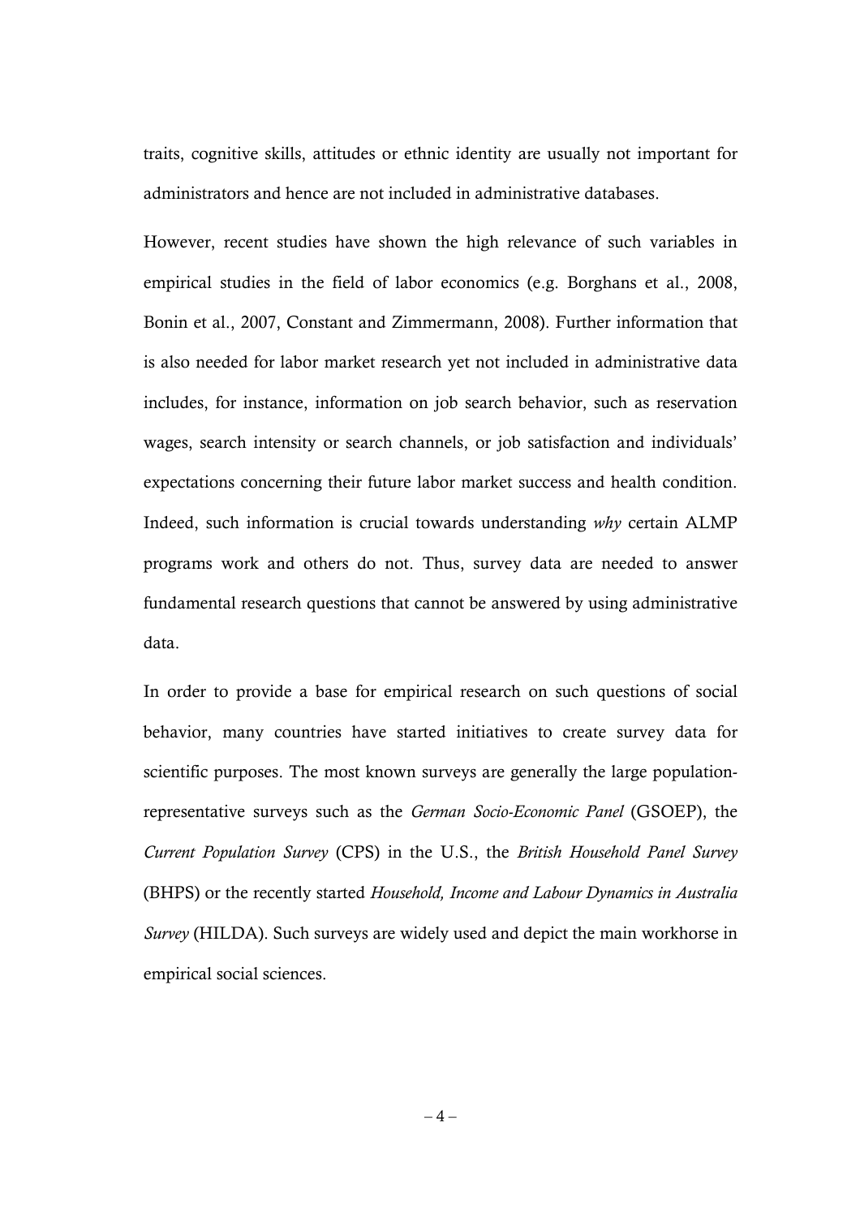traits, cognitive skills, attitudes or ethnic identity are usually not important for administrators and hence are not included in administrative databases.

However, recent studies have shown the high relevance of such variables in empirical studies in the field of labor economics (e.g. Borghans et al., 2008, Bonin et al., 2007, Constant and Zimmermann, 2008). Further information that is also needed for labor market research yet not included in administrative data includes, for instance, information on job search behavior, such as reservation wages, search intensity or search channels, or job satisfaction and individuals' expectations concerning their future labor market success and health condition. Indeed, such information is crucial towards understanding *why* certain ALMP programs work and others do not. Thus, survey data are needed to answer fundamental research questions that cannot be answered by using administrative data.

In order to provide a base for empirical research on such questions of social behavior, many countries have started initiatives to create survey data for scientific purposes. The most known surveys are generally the large population-representative surveys such as the *German Socio-Economic Panel* (GSOEP), the *Current Population Survey* (CPS) in the U.S., the *British Household Panel Survey* (BHPS) or the recently started *Household, Income and Labour Dynamics in Australia Survey* (HILDA). Such surveys are widely used and depict the main workhorse in empirical social sciences.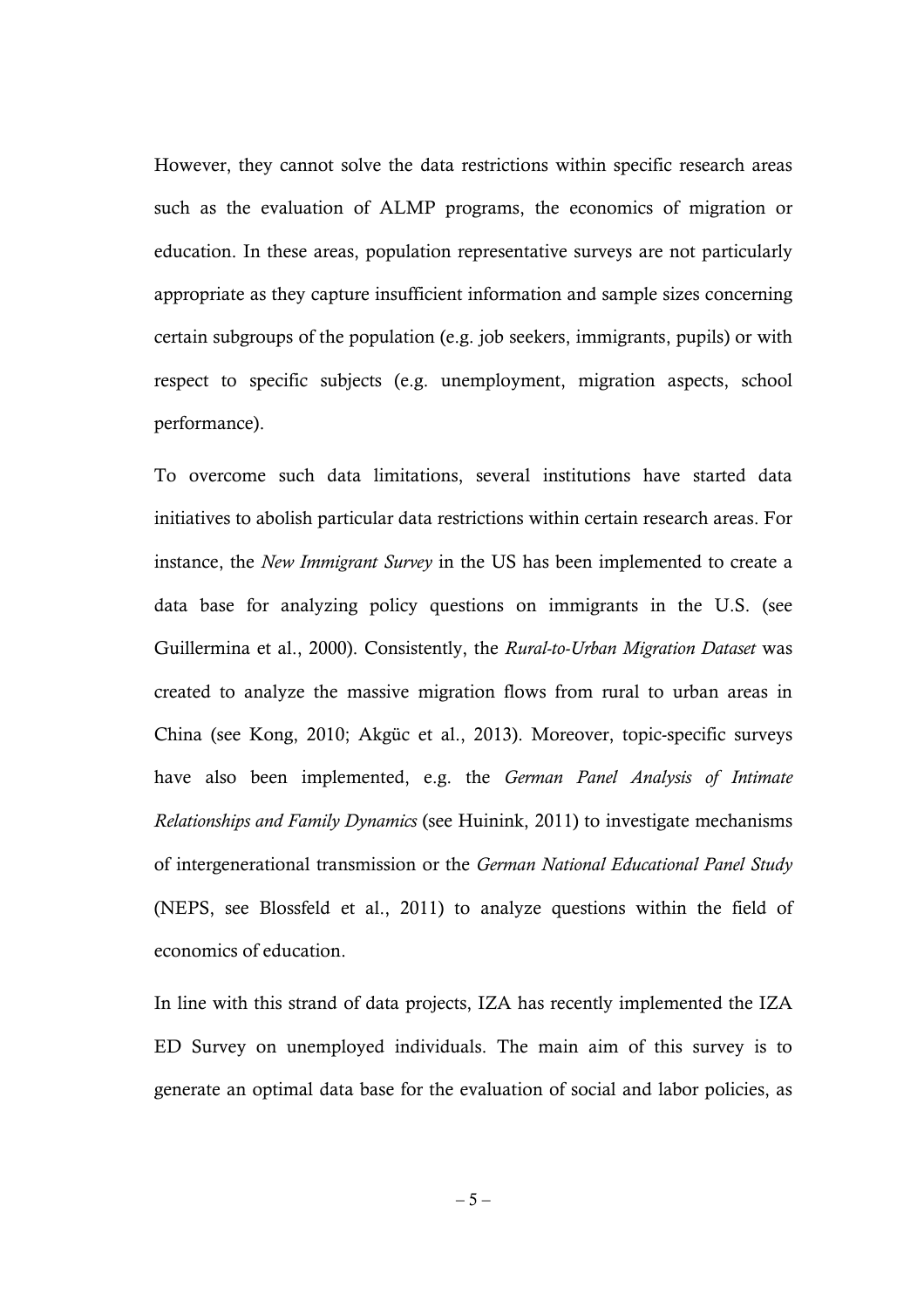However, they cannot solve the data restrictions within specific research areas such as the evaluation of ALMP programs, the economics of migration or education. In these areas, population representative surveys are not particularly appropriate as they capture insufficient information and sample sizes concerning certain subgroups of the population (e.g. job seekers, immigrants, pupils) or with respect to specific subjects (e.g. unemployment, migration aspects, school performance).

To overcome such data limitations, several institutions have started data initiatives to abolish particular data restrictions within certain research areas. For instance, the *New Immigrant Survey* in the US has been implemented to create a data base for analyzing policy questions on immigrants in the U.S. (see Guillermina et al., 2000). Consistently, the *Rural-to-Urban Migration Dataset* was created to analyze the massive migration flows from rural to urban areas in China (see Kong, 2010; Akgüc et al., 2013). Moreover, topic-specific surveys have also been implemented, e.g. the *German Panel Analysis of Intimate Relationships and Family Dynamics* (see Huinink, 2011) to investigate mechanisms of intergenerational transmission or the *German National Educational Panel Study* (NEPS, see Blossfeld et al., 2011) to analyze questions within the field of economics of education.

In line with this strand of data projects, IZA has recently implemented the IZA ED Survey on unemployed individuals. The main aim of this survey is to generate an optimal data base for the evaluation of social and labor policies, as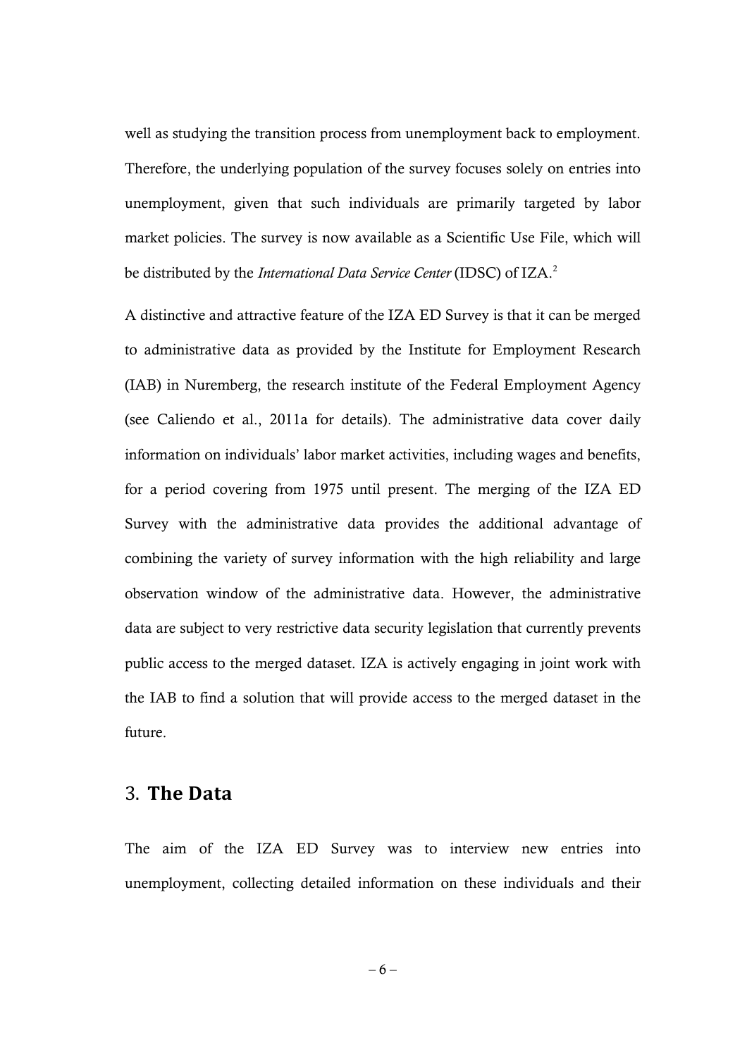well as studying the transition process from unemployment back to employment. Therefore, the underlying population of the survey focuses solely on entries into unemployment, given that such individuals are primarily targeted by labor market policies. The survey is now available as a Scientific Use File, which will be distributed by the *International Data Service Center* (IDSC) of IZA.[2]

A distinctive and attractive feature of the IZA ED Survey is that it can be merged to administrative data as provided by the Institute for Employment Research (IAB) in Nuremberg, the research institute of the Federal Employment Agency (see Caliendo et al., 2011a for details). The administrative data cover daily information on individuals' labor market activities, including wages and benefits, for a period covering from 1975 until present. The merging of the IZA ED Survey with the administrative data provides the additional advantage of combining the variety of survey information with the high reliability and large observation window of the administrative data. However, the administrative data are subject to very restrictive data security legislation that currently prevents public access to the merged dataset. IZA is actively engaging in joint work with the IAB to find a solution that will provide access to the merged dataset in the future.

## 3. **The Data**

The aim of the IZA ED Survey was to interview new entries into unemployment, collecting detailed information on these individuals and their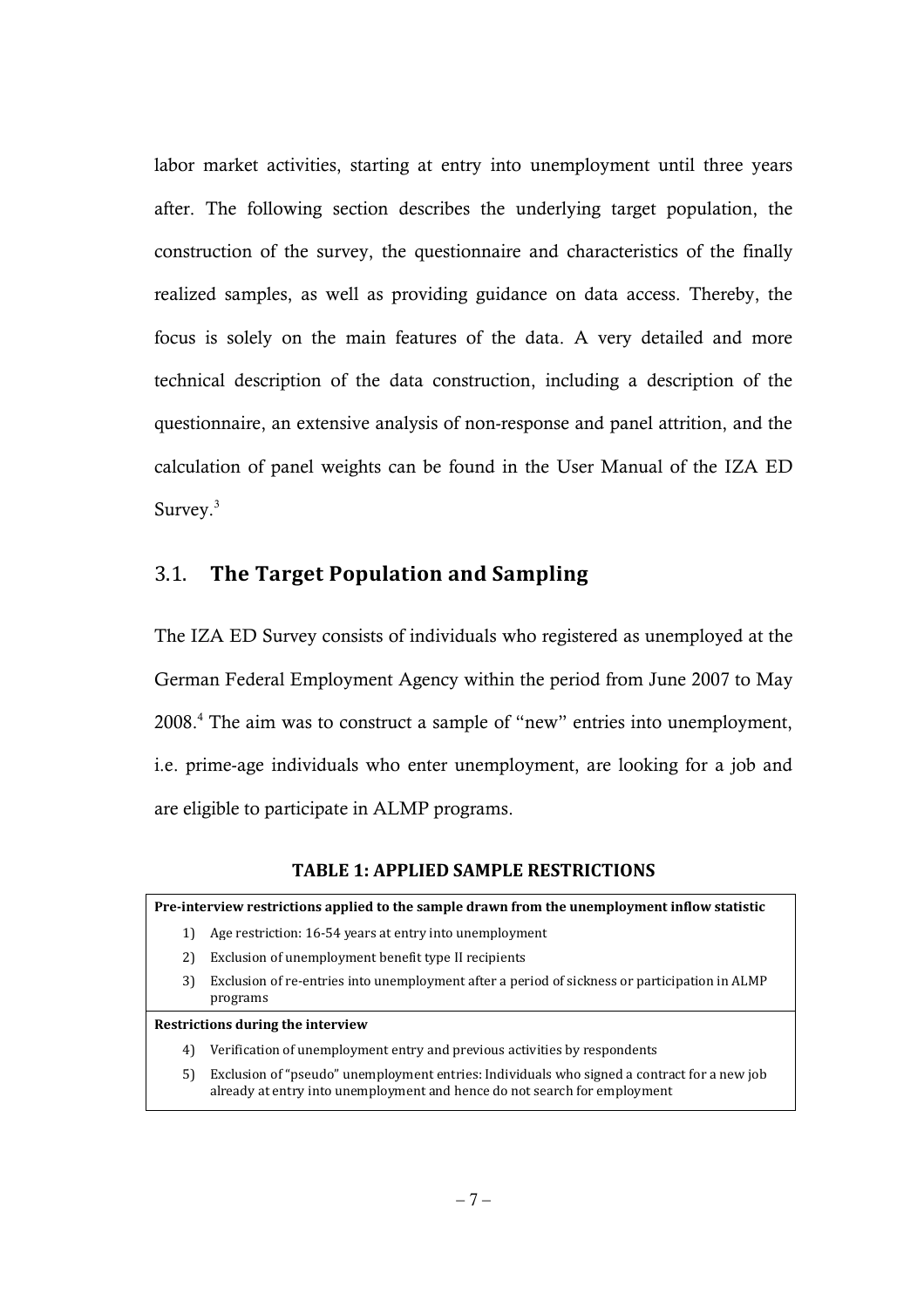labor market activities, starting at entry into unemployment until three years after. The following section describes the underlying target population, the construction of the survey, the questionnaire and characteristics of the finally realized samples, as well as providing guidance on data access. Thereby, the focus is solely on the main features of the data. A very detailed and more technical description of the data construction, including a description of the questionnaire, an extensive analysis of non-response and panel attrition, and the calculation of panel weights can be found in the User Manual of the IZA ED Survey.[3]

## 3.1. The Target Population and Sampling

The IZA ED Survey consists of individuals who registered as unemployed at the German Federal Employment Agency within the period from June 2007 to May 2008.[4] The aim was to construct a sample of "new" entries into unemployment, i.e. prime-age individuals who enter unemployment, are looking for a job and are eligible to participate in ALMP programs.

**TABLE 1: APPLIED SAMPLE RESTRICTIONS**

| Applied sample restrictions |
|---|
| **Pre-interview restrictions applied to the sample drawn from the unemployment inflow statistic** |
| 1) Age restriction: 16-54 years at entry into unemployment |
| 2) Exclusion of unemployment benefit type II recipients |
| 3) Exclusion of re-entries into unemployment after a period of sickness or participation in ALMP programs |
| **Restrictions during the interview** |
| 4) Verification of unemployment entry and previous activities by respondents |
| 5) Exclusion of "pseudo" unemployment entries: Individuals who signed a contract for a new job already at entry into unemployment and hence do not search for employment |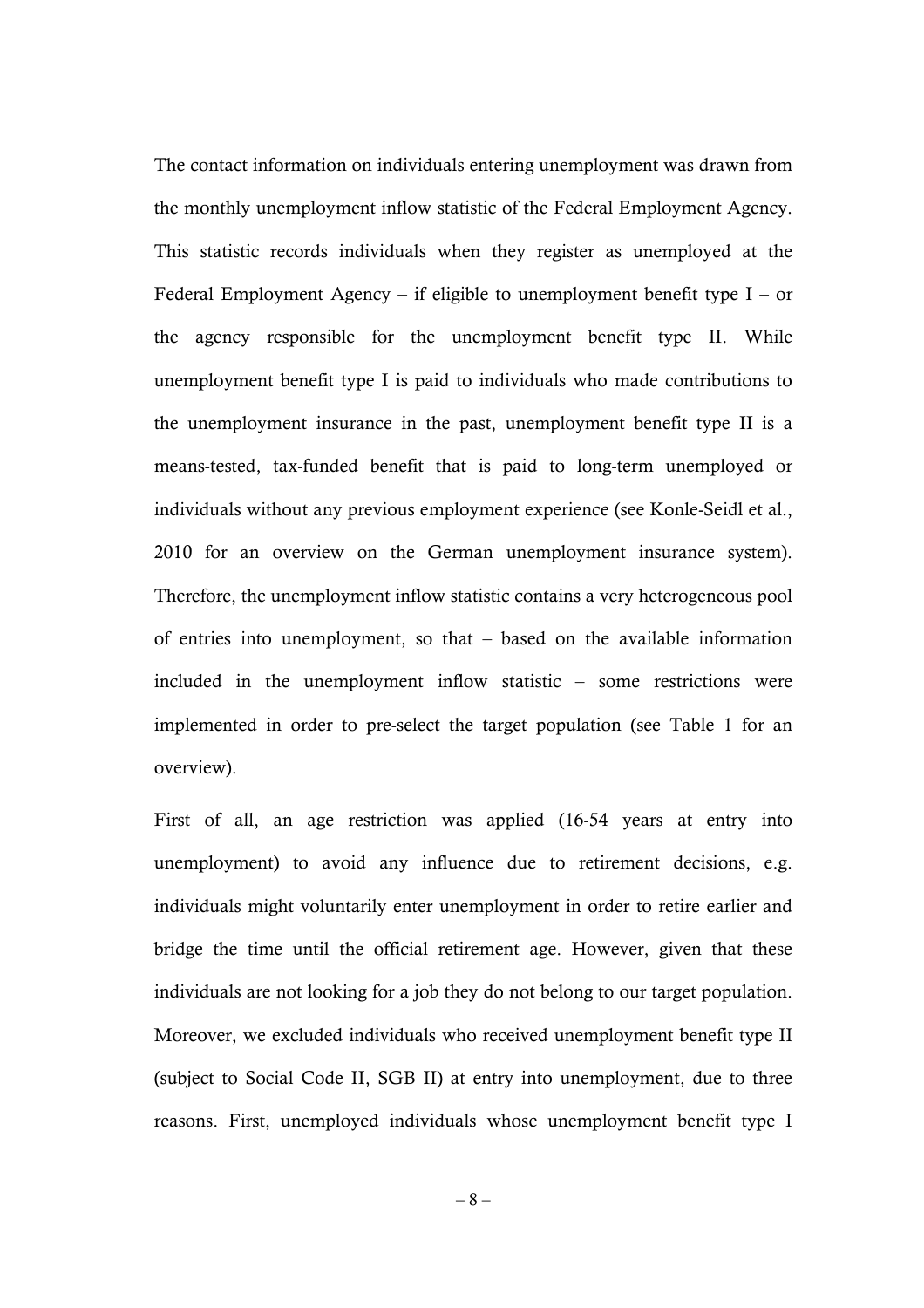The contact information on individuals entering unemployment was drawn from the monthly unemployment inflow statistic of the Federal Employment Agency. This statistic records individuals when they register as unemployed at the Federal Employment Agency – if eligible to unemployment benefit type I – or the agency responsible for the unemployment benefit type II. While unemployment benefit type I is paid to individuals who made contributions to the unemployment insurance in the past, unemployment benefit type II is a means-tested, tax-funded benefit that is paid to long-term unemployed or individuals without any previous employment experience (see Konle-Seidl et al., 2010 for an overview on the German unemployment insurance system). Therefore, the unemployment inflow statistic contains a very heterogeneous pool of entries into unemployment, so that – based on the available information included in the unemployment inflow statistic – some restrictions were implemented in order to pre-select the target population (see Table 1 for an overview).

First of all, an age restriction was applied (16-54 years at entry into unemployment) to avoid any influence due to retirement decisions, e.g. individuals might voluntarily enter unemployment in order to retire earlier and bridge the time until the official retirement age. However, given that these individuals are not looking for a job they do not belong to our target population. Moreover, we excluded individuals who received unemployment benefit type II (subject to Social Code II, SGB II) at entry into unemployment, due to three reasons. First, unemployed individuals whose unemployment benefit type I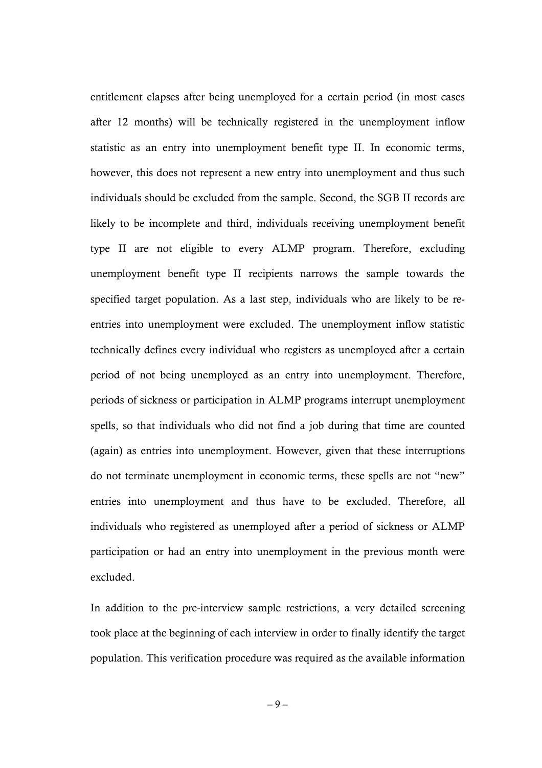entitlement elapses after being unemployed for a certain period (in most cases after 12 months) will be technically registered in the unemployment inflow statistic as an entry into unemployment benefit type II. In economic terms, however, this does not represent a new entry into unemployment and thus such individuals should be excluded from the sample. Second, the SGB II records are likely to be incomplete and third, individuals receiving unemployment benefit type II are not eligible to every ALMP program. Therefore, excluding unemployment benefit type II recipients narrows the sample towards the specified target population. As a last step, individuals who are likely to be re-entries into unemployment were excluded. The unemployment inflow statistic technically defines every individual who registers as unemployed after a certain period of not being unemployed as an entry into unemployment. Therefore, periods of sickness or participation in ALMP programs interrupt unemployment spells, so that individuals who did not find a job during that time are counted (again) as entries into unemployment. However, given that these interruptions do not terminate unemployment in economic terms, these spells are not "new" entries into unemployment and thus have to be excluded. Therefore, all individuals who registered as unemployed after a period of sickness or ALMP participation or had an entry into unemployment in the previous month were excluded.

In addition to the pre-interview sample restrictions, a very detailed screening took place at the beginning of each interview in order to finally identify the target population. This verification procedure was required as the available information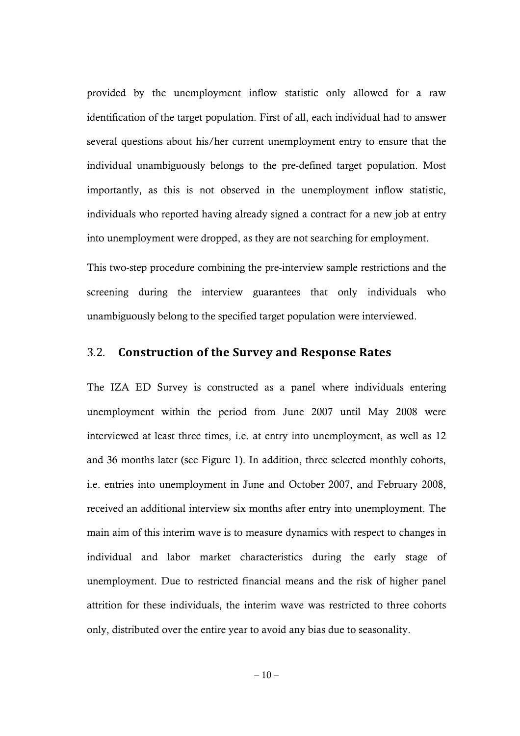provided by the unemployment inflow statistic only allowed for a raw identification of the target population. First of all, each individual had to answer several questions about his/her current unemployment entry to ensure that the individual unambiguously belongs to the pre-defined target population. Most importantly, as this is not observed in the unemployment inflow statistic, individuals who reported having already signed a contract for a new job at entry into unemployment were dropped, as they are not searching for employment.

This two-step procedure combining the pre-interview sample restrictions and the screening during the interview guarantees that only individuals who unambiguously belong to the specified target population were interviewed.

## 3.2. Construction of the Survey and Response Rates

The IZA ED Survey is constructed as a panel where individuals entering unemployment within the period from June 2007 until May 2008 were interviewed at least three times, i.e. at entry into unemployment, as well as 12 and 36 months later (see Figure 1). In addition, three selected monthly cohorts, i.e. entries into unemployment in June and October 2007, and February 2008, received an additional interview six months after entry into unemployment. The main aim of this interim wave is to measure dynamics with respect to changes in individual and labor market characteristics during the early stage of unemployment. Due to restricted financial means and the risk of higher panel attrition for these individuals, the interim wave was restricted to three cohorts only, distributed over the entire year to avoid any bias due to seasonality.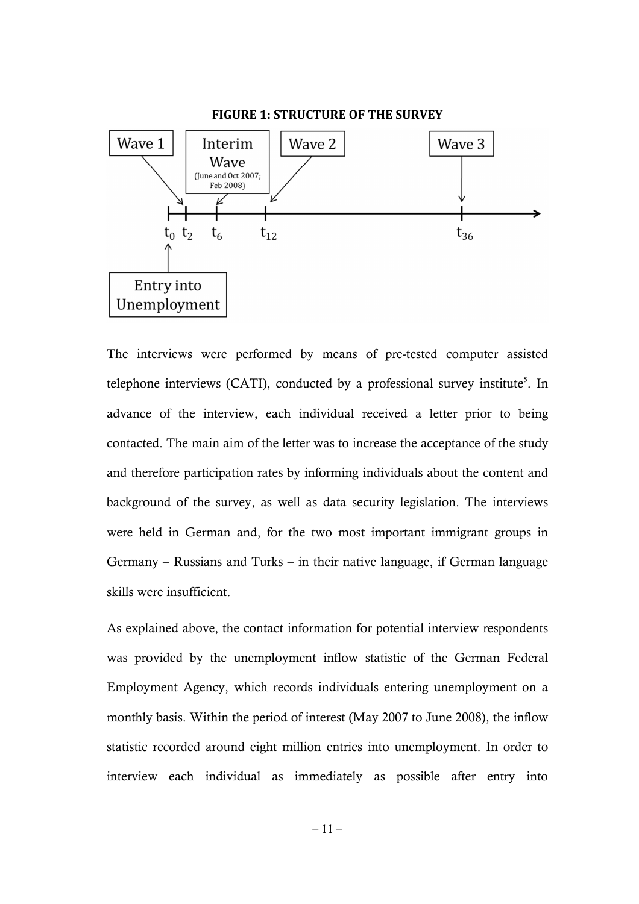**FIGURE 1: STRUCTURE OF THE SURVEY**

The interviews were performed by means of pre-tested computer assisted telephone interviews (CATI), conducted by a professional survey institute[5]. In advance of the interview, each individual received a letter prior to being contacted. The main aim of the letter was to increase the acceptance of the study and therefore participation rates by informing individuals about the content and background of the survey, as well as data security legislation. The interviews were held in German and, for the two most important immigrant groups in Germany – Russians and Turks – in their native language, if German language skills were insufficient.

As explained above, the contact information for potential interview respondents was provided by the unemployment inflow statistic of the German Federal Employment Agency, which records individuals entering unemployment on a monthly basis. Within the period of interest (May 2007 to June 2008), the inflow statistic recorded around eight million entries into unemployment. In order to interview each individual as immediately as possible after entry into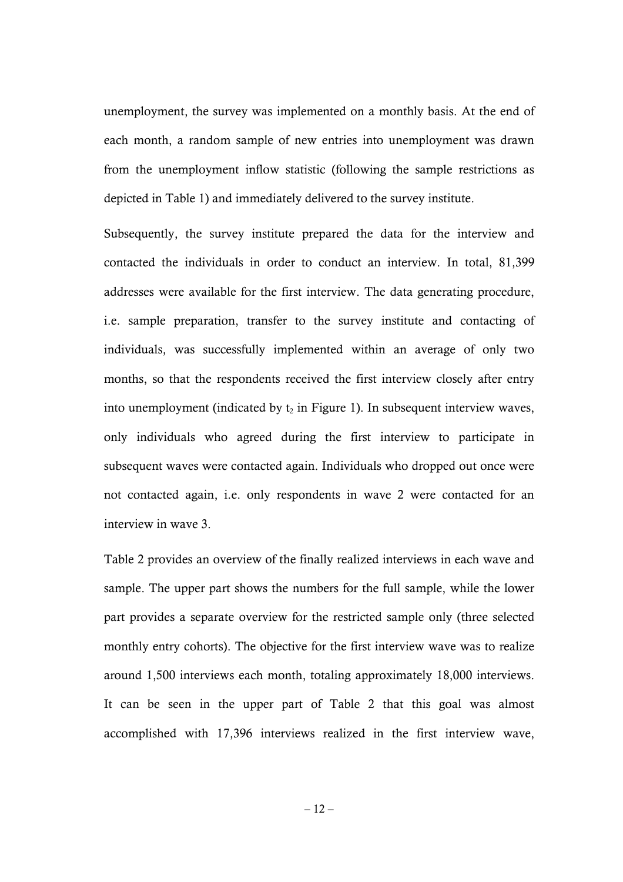unemployment, the survey was implemented on a monthly basis. At the end of each month, a random sample of new entries into unemployment was drawn from the unemployment inflow statistic (following the sample restrictions as depicted in Table 1) and immediately delivered to the survey institute.

Subsequently, the survey institute prepared the data for the interview and contacted the individuals in order to conduct an interview. In total, 81,399 addresses were available for the first interview. The data generating procedure, i.e. sample preparation, transfer to the survey institute and contacting of individuals, was successfully implemented within an average of only two months, so that the respondents received the first interview closely after entry into unemployment (indicated by $t_2$ in Figure 1). In subsequent interview waves, only individuals who agreed during the first interview to participate in subsequent waves were contacted again. Individuals who dropped out once were not contacted again, i.e. only respondents in wave 2 were contacted for an interview in wave 3.

Table 2 provides an overview of the finally realized interviews in each wave and sample. The upper part shows the numbers for the full sample, while the lower part provides a separate overview for the restricted sample only (three selected monthly entry cohorts). The objective for the first interview wave was to realize around 1,500 interviews each month, totaling approximately 18,000 interviews. It can be seen in the upper part of Table 2 that this goal was almost accomplished with 17,396 interviews realized in the first interview wave,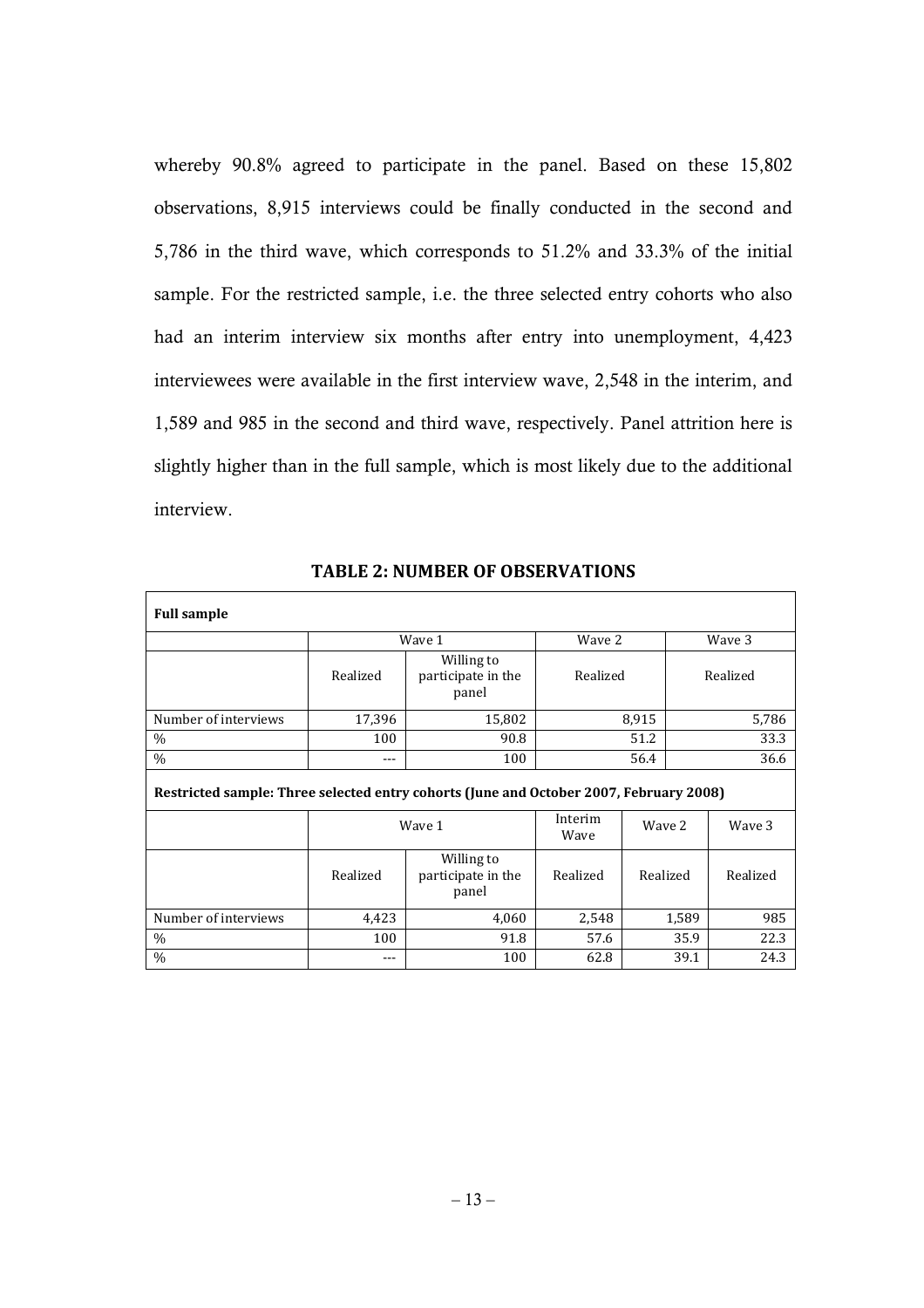whereby 90.8% agreed to participate in the panel. Based on these 15,802 observations, 8,915 interviews could be finally conducted in the second and 5,786 in the third wave, which corresponds to 51.2% and 33.3% of the initial sample. For the restricted sample, i.e. the three selected entry cohorts who also had an interim interview six months after entry into unemployment, 4,423 interviewees were available in the first interview wave, 2,548 in the interim, and 1,589 and 985 in the second and third wave, respectively. Panel attrition here is slightly higher than in the full sample, which is most likely due to the additional interview.

**TABLE 2: NUMBER OF OBSERVATIONS**

| **Full sample** | | | | |
|---|---|---|---|---|
| | Wave 1 | | Wave 2 | Wave 3 |
| | Realized | Willing to participate in the panel | Realized | Realized |
| Number of interviews | 17,396 | 15,802 | 8,915 | 5,786 |
| % | 100 | 90.8 | 51.2 | 33.3 |
| % | --- | 100 | 56.4 | 36.6 |

| **Restricted sample: Three selected entry cohorts (June and October 2007, February 2008)** | | | | | |
|---|---|---|---|---|---|
| | Wave 1 | | Interim Wave | Wave 2 | Wave 3 |
| | Realized | Willing to participate in the panel | Realized | Realized | Realized |
| Number of interviews | 4,423 | 4,060 | 2,548 | 1,589 | 985 |
| % | 100 | 91.8 | 57.6 | 35.9 | 22.3 |
| % | --- | 100 | 62.8 | 39.1 | 24.3 |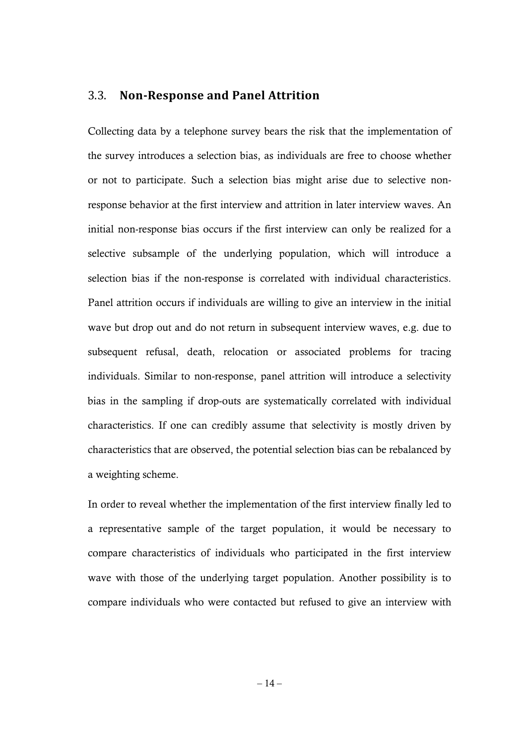## 3.3. **Non-Response and Panel Attrition**

Collecting data by a telephone survey bears the risk that the implementation of the survey introduces a selection bias, as individuals are free to choose whether or not to participate. Such a selection bias might arise due to selective non-response behavior at the first interview and attrition in later interview waves. An initial non-response bias occurs if the first interview can only be realized for a selective subsample of the underlying population, which will introduce a selection bias if the non-response is correlated with individual characteristics. Panel attrition occurs if individuals are willing to give an interview in the initial wave but drop out and do not return in subsequent interview waves, e.g. due to subsequent refusal, death, relocation or associated problems for tracing individuals. Similar to non-response, panel attrition will introduce a selectivity bias in the sampling if drop-outs are systematically correlated with individual characteristics. If one can credibly assume that selectivity is mostly driven by characteristics that are observed, the potential selection bias can be rebalanced by a weighting scheme.

In order to reveal whether the implementation of the first interview finally led to a representative sample of the target population, it would be necessary to compare characteristics of individuals who participated in the first interview wave with those of the underlying target population. Another possibility is to compare individuals who were contacted but refused to give an interview with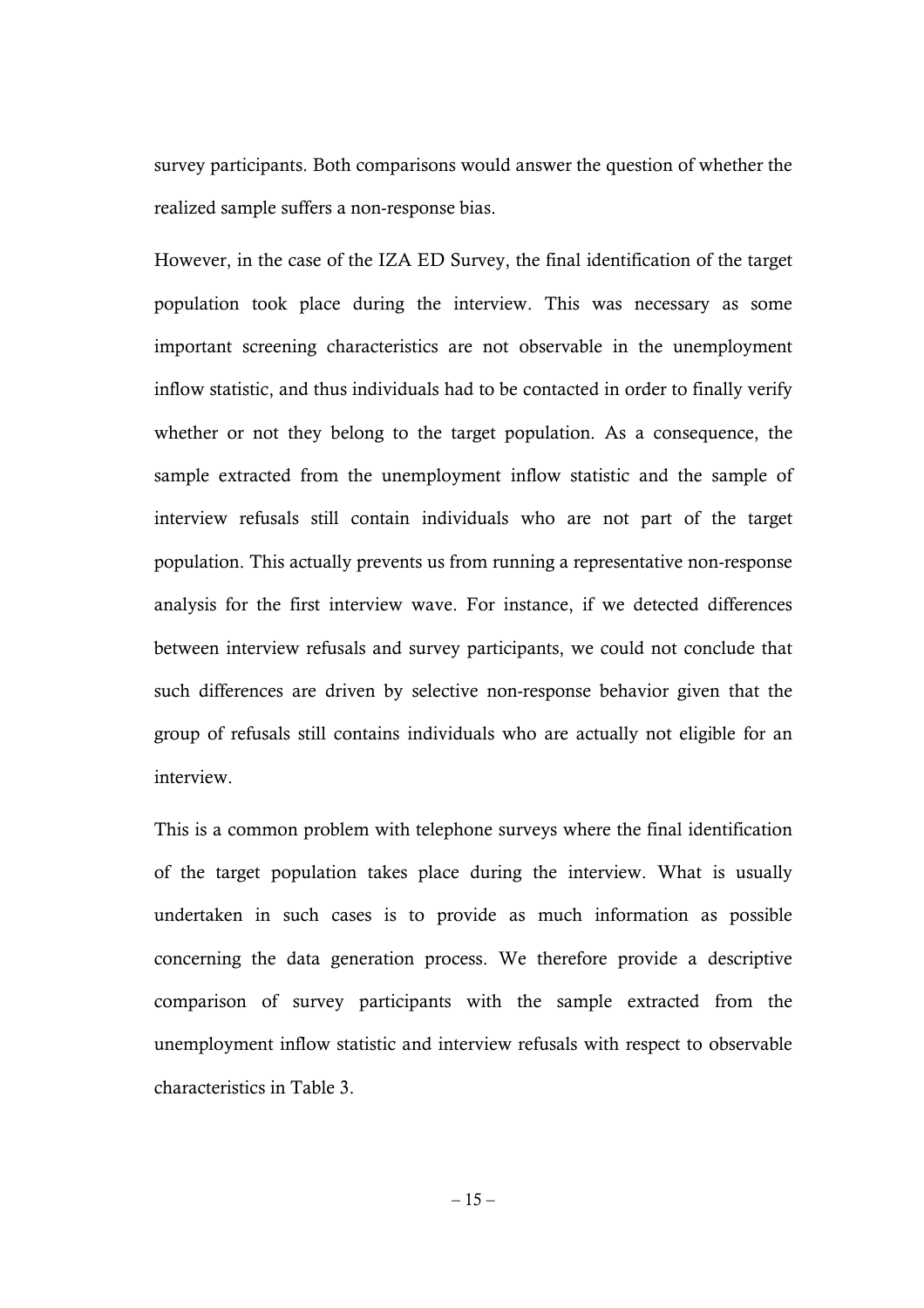survey participants. Both comparisons would answer the question of whether the realized sample suffers a non-response bias.

However, in the case of the IZA ED Survey, the final identification of the target population took place during the interview. This was necessary as some important screening characteristics are not observable in the unemployment inflow statistic, and thus individuals had to be contacted in order to finally verify whether or not they belong to the target population. As a consequence, the sample extracted from the unemployment inflow statistic and the sample of interview refusals still contain individuals who are not part of the target population. This actually prevents us from running a representative non-response analysis for the first interview wave. For instance, if we detected differences between interview refusals and survey participants, we could not conclude that such differences are driven by selective non-response behavior given that the group of refusals still contains individuals who are actually not eligible for an interview.

This is a common problem with telephone surveys where the final identification of the target population takes place during the interview. What is usually undertaken in such cases is to provide as much information as possible concerning the data generation process. We therefore provide a descriptive comparison of survey participants with the sample extracted from the unemployment inflow statistic and interview refusals with respect to observable characteristics in Table 3.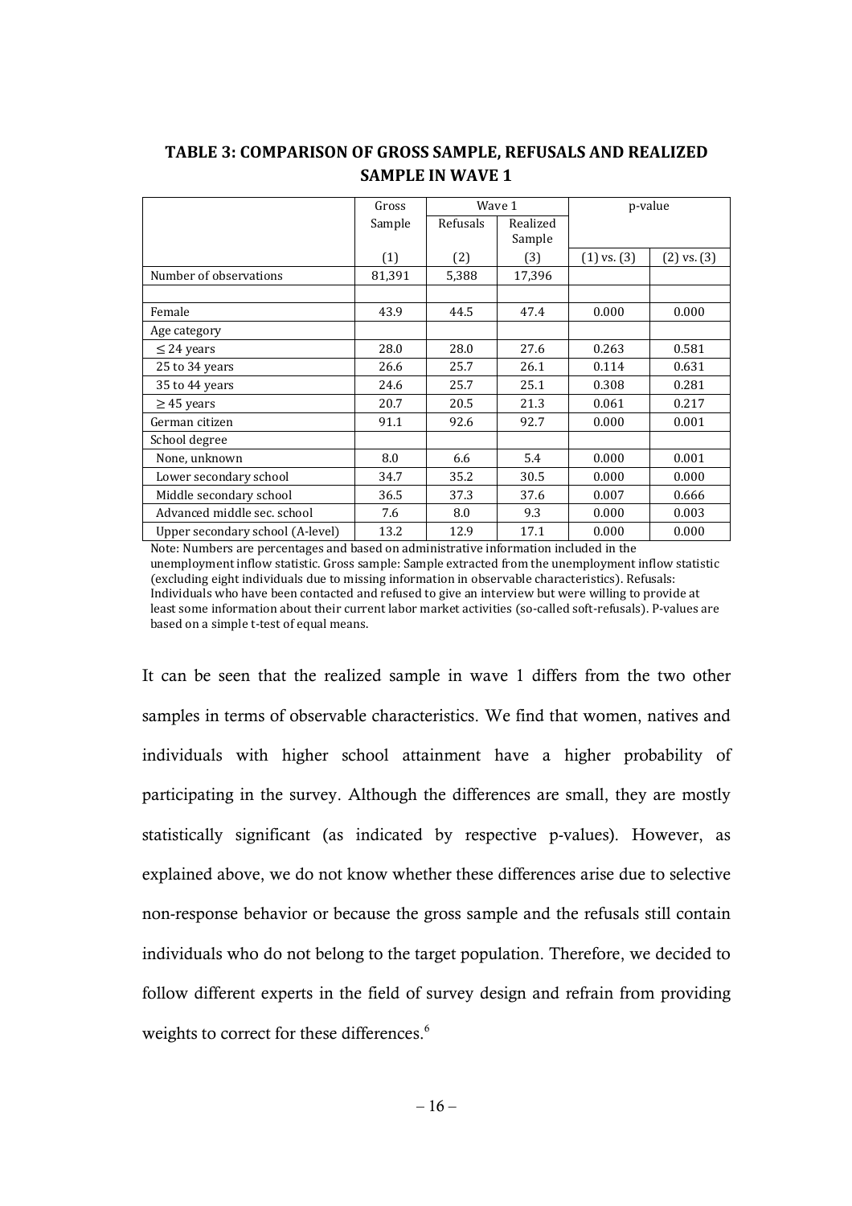**TABLE 3: COMPARISON OF GROSS SAMPLE, REFUSALS AND REALIZED SAMPLE IN WAVE 1**

| | Gross Sample | Wave 1 | | p-value | |
|---|---|---|---|---|---|
| | | Refusals | Realized Sample | | |
| | (1) | (2) | (3) | (1) vs. (3) | (2) vs. (3) |
| Number of observations | 81,391 | 5,388 | 17,396 | | |
| | | | | | |
| Female | 43.9 | 44.5 | 47.4 | 0.000 | 0.000 |
| Age category | | | | | |
| ≤ 24 years | 28.0 | 28.0 | 27.6 | 0.263 | 0.581 |
| 25 to 34 years | 26.6 | 25.7 | 26.1 | 0.114 | 0.631 |
| 35 to 44 years | 24.6 | 25.7 | 25.1 | 0.308 | 0.281 |
| ≥ 45 years | 20.7 | 20.5 | 21.3 | 0.061 | 0.217 |
| German citizen | 91.1 | 92.6 | 92.7 | 0.000 | 0.001 |
| School degree | | | | | |
| None, unknown | 8.0 | 6.6 | 5.4 | 0.000 | 0.001 |
| Lower secondary school | 34.7 | 35.2 | 30.5 | 0.000 | 0.000 |
| Middle secondary school | 36.5 | 37.3 | 37.6 | 0.007 | 0.666 |
| Advanced middle sec. school | 7.6 | 8.0 | 9.3 | 0.000 | 0.003 |
| Upper secondary school (A-level) | 13.2 | 12.9 | 17.1 | 0.000 | 0.000 |

Note: Numbers are percentages and based on administrative information included in the unemployment inflow statistic. Gross sample: Sample extracted from the unemployment inflow statistic (excluding eight individuals due to missing information in observable characteristics). Refusals: Individuals who have been contacted and refused to give an interview but were willing to provide at least some information about their current labor market activities (so-called soft-refusals). P-values are based on a simple t-test of equal means.

It can be seen that the realized sample in wave 1 differs from the two other samples in terms of observable characteristics. We find that women, natives and individuals with higher school attainment have a higher probability of participating in the survey. Although the differences are small, they are mostly statistically significant (as indicated by respective p-values). However, as explained above, we do not know whether these differences arise due to selective non-response behavior or because the gross sample and the refusals still contain individuals who do not belong to the target population. Therefore, we decided to follow different experts in the field of survey design and refrain from providing weights to correct for these differences.[6]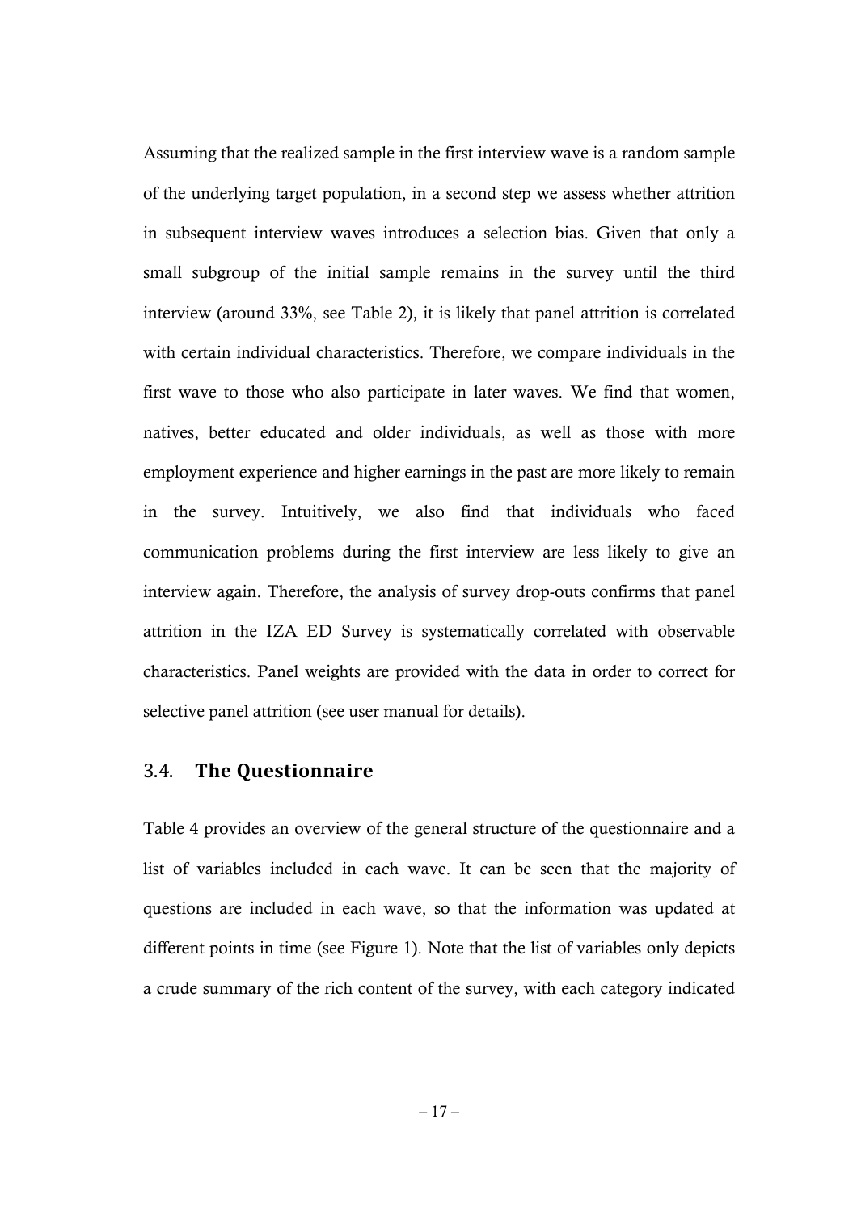Assuming that the realized sample in the first interview wave is a random sample of the underlying target population, in a second step we assess whether attrition in subsequent interview waves introduces a selection bias. Given that only a small subgroup of the initial sample remains in the survey until the third interview (around 33%, see Table 2), it is likely that panel attrition is correlated with certain individual characteristics. Therefore, we compare individuals in the first wave to those who also participate in later waves. We find that women, natives, better educated and older individuals, as well as those with more employment experience and higher earnings in the past are more likely to remain in the survey. Intuitively, we also find that individuals who faced communication problems during the first interview are less likely to give an interview again. Therefore, the analysis of survey drop-outs confirms that panel attrition in the IZA ED Survey is systematically correlated with observable characteristics. Panel weights are provided with the data in order to correct for selective panel attrition (see user manual for details).

### 3.4. The Questionnaire

Table 4 provides an overview of the general structure of the questionnaire and a list of variables included in each wave. It can be seen that the majority of questions are included in each wave, so that the information was updated at different points in time (see Figure 1). Note that the list of variables only depicts a crude summary of the rich content of the survey, with each category indicated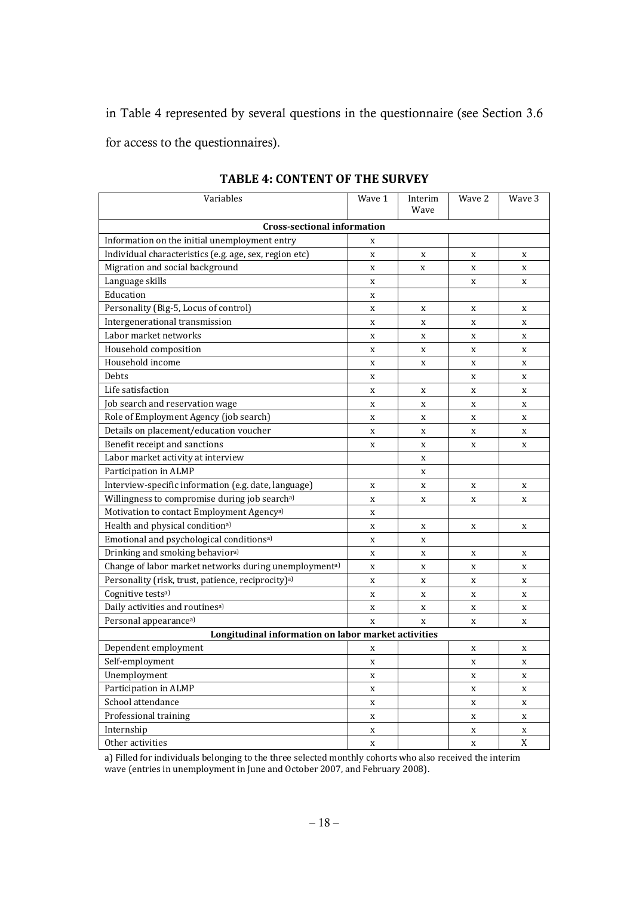in Table 4 represented by several questions in the questionnaire (see Section 3.6 for access to the questionnaires).

**TABLE 4: CONTENT OF THE SURVEY**

| Variables | Wave 1 | Interim Wave | Wave 2 | Wave 3 |
|---|---|---|---|---|
| **Cross-sectional information** | | | | |
| Information on the initial unemployment entry | x | | | |
| Individual characteristics (e.g. age, sex, region etc) | x | x | x | x |
| Migration and social background | x | x | x | x |
| Language skills | x | | x | x |
| Education | x | | | |
| Personality (Big-5, Locus of control) | x | x | x | x |
| Intergenerational transmission | x | x | x | x |
| Labor market networks | x | x | x | x |
| Household composition | x | x | x | x |
| Household income | x | x | x | x |
| Debts | x | | x | x |
| Life satisfaction | x | x | x | x |
| Job search and reservation wage | x | x | x | x |
| Role of Employment Agency (job search) | x | x | x | x |
| Details on placement/education voucher | x | x | x | x |
| Benefit receipt and sanctions | x | x | x | x |
| Labor market activity at interview | | x | | |
| Participation in ALMP | | x | | |
| Interview-specific information (e.g. date, language) | x | x | x | x |
| Willingness to compromise during job search[a)] | x | x | x | x |
| Motivation to contact Employment Agency[a)] | x | | | |
| Health and physical condition[a)] | x | x | x | x |
| Emotional and psychological conditions[a)] | x | x | | |
| Drinking and smoking behavior[a)] | x | x | x | x |
| Change of labor market networks during unemployment[a)] | x | x | x | x |
| Personality (risk, trust, patience, reciprocity)[a)] | x | x | x | x |
| Cognitive tests[a)] | x | x | x | x |
| Daily activities and routines[a)] | x | x | x | x |
| Personal appearance[a)] | x | x | x | x |
| **Longitudinal information on labor market activities** | | | | |
| Dependent employment | x | | x | x |
| Self-employment | x | | x | x |
| Unemployment | x | | x | x |
| Participation in ALMP | x | | x | x |
| School attendance | x | | x | x |
| Professional training | x | | x | x |
| Internship | x | | x | x |
| Other activities | x | | x | X |

a) Filled for individuals belonging to the three selected monthly cohorts who also received the interim wave (entries in unemployment in June and October 2007, and February 2008).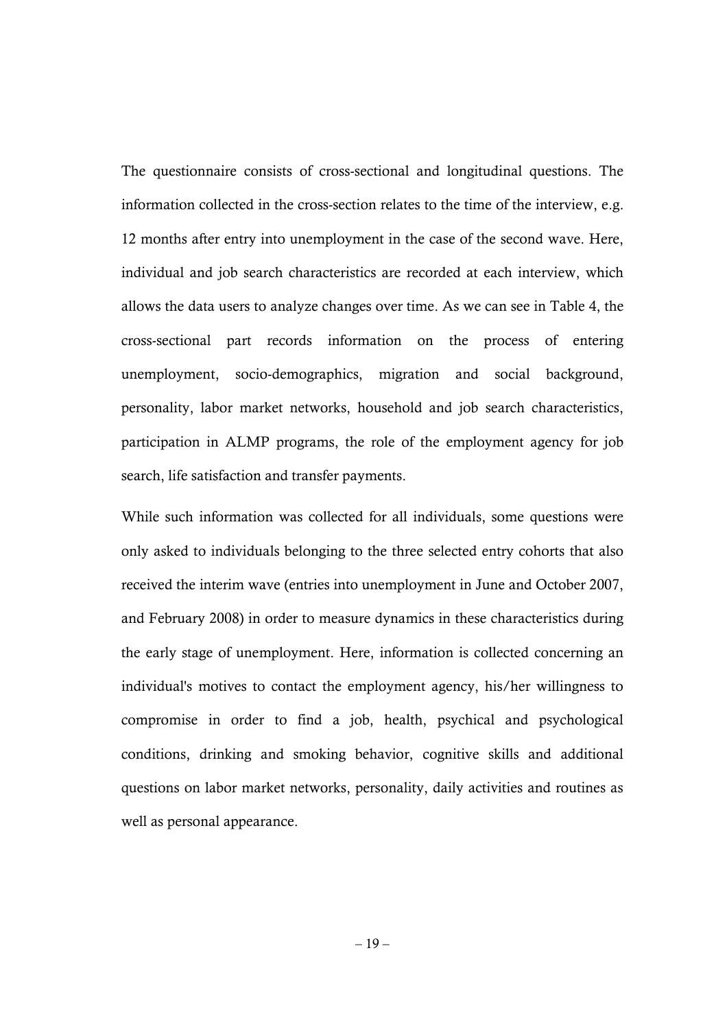The questionnaire consists of cross-sectional and longitudinal questions. The information collected in the cross-section relates to the time of the interview, e.g. 12 months after entry into unemployment in the case of the second wave. Here, individual and job search characteristics are recorded at each interview, which allows the data users to analyze changes over time. As we can see in Table 4, the cross-sectional part records information on the process of entering unemployment, socio-demographics, migration and social background, personality, labor market networks, household and job search characteristics, participation in ALMP programs, the role of the employment agency for job search, life satisfaction and transfer payments.

While such information was collected for all individuals, some questions were only asked to individuals belonging to the three selected entry cohorts that also received the interim wave (entries into unemployment in June and October 2007, and February 2008) in order to measure dynamics in these characteristics during the early stage of unemployment. Here, information is collected concerning an individual's motives to contact the employment agency, his/her willingness to compromise in order to find a job, health, psychical and psychological conditions, drinking and smoking behavior, cognitive skills and additional questions on labor market networks, personality, daily activities and routines as well as personal appearance.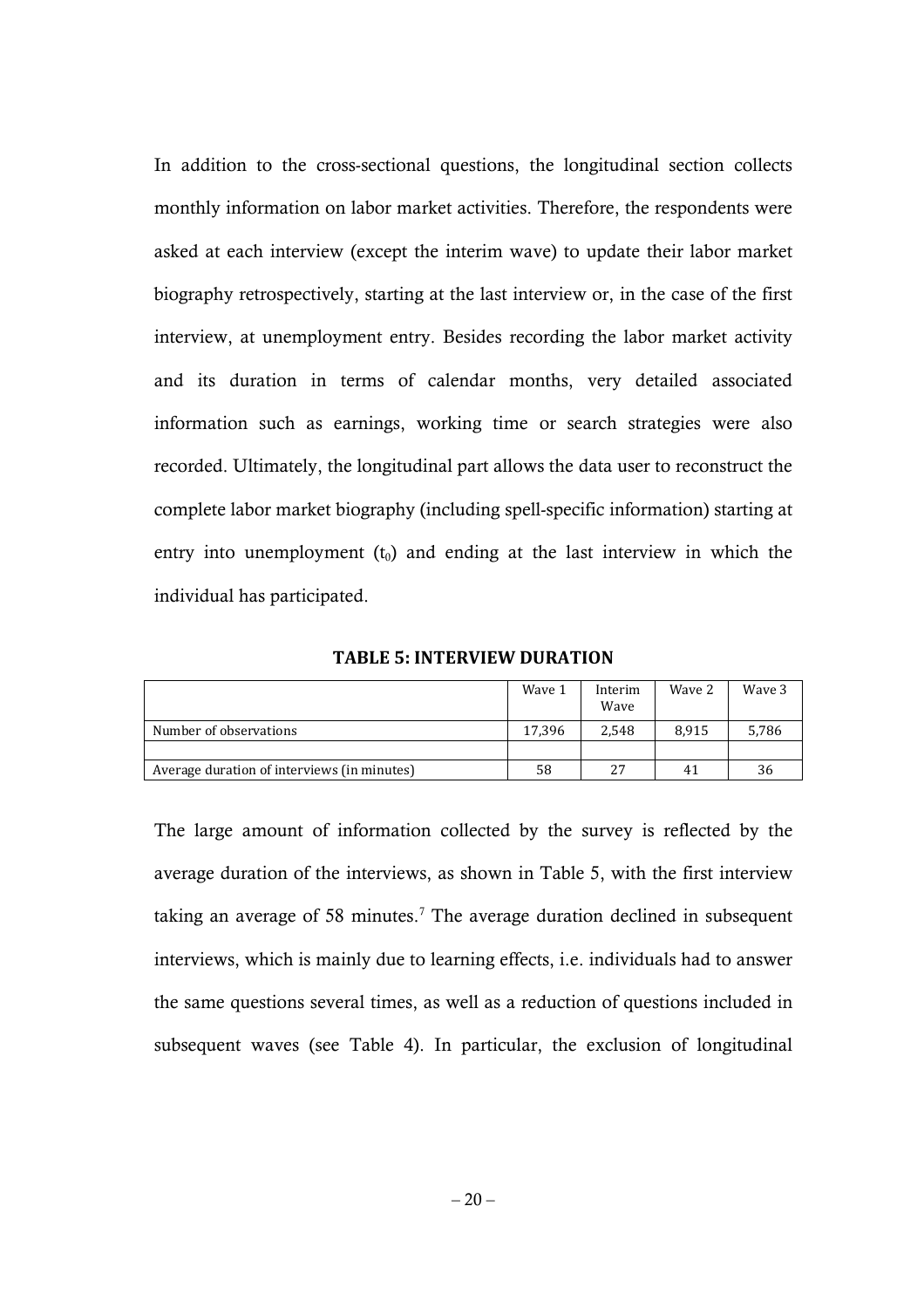In addition to the cross-sectional questions, the longitudinal section collects monthly information on labor market activities. Therefore, the respondents were asked at each interview (except the interim wave) to update their labor market biography retrospectively, starting at the last interview or, in the case of the first interview, at unemployment entry. Besides recording the labor market activity and its duration in terms of calendar months, very detailed associated information such as earnings, working time or search strategies were also recorded. Ultimately, the longitudinal part allows the data user to reconstruct the complete labor market biography (including spell-specific information) starting at entry into unemployment ($t_0$) and ending at the last interview in which the individual has participated.

**TABLE 5: INTERVIEW DURATION**

| | Wave 1 | Interim Wave | Wave 2 | Wave 3 |
|---|---|---|---|---|
| Number of observations | 17,396 | 2,548 | 8,915 | 5,786 |
| | | | | |
| Average duration of interviews (in minutes) | 58 | 27 | 41 | 36 |

The large amount of information collected by the survey is reflected by the average duration of the interviews, as shown in Table 5, with the first interview taking an average of 58 minutes.[7] The average duration declined in subsequent interviews, which is mainly due to learning effects, i.e. individuals had to answer the same questions several times, as well as a reduction of questions included in subsequent waves (see Table 4). In particular, the exclusion of longitudinal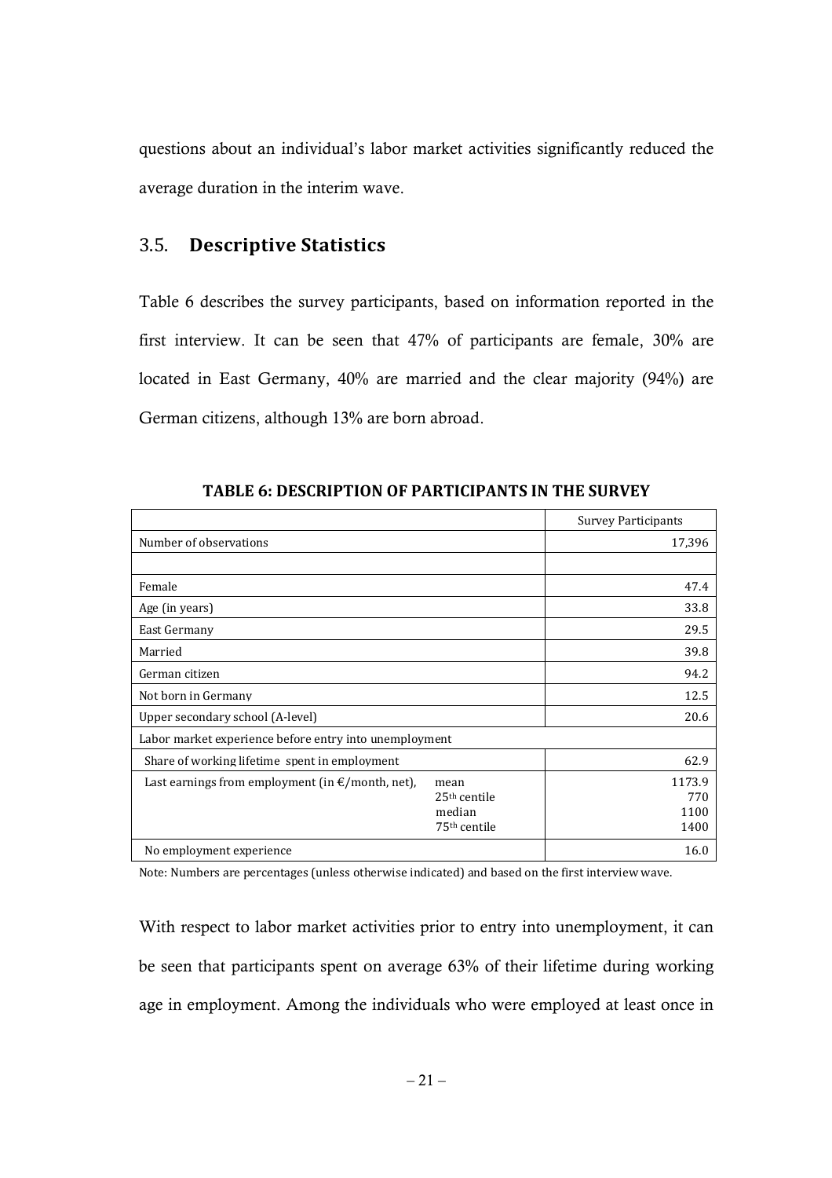questions about an individual's labor market activities significantly reduced the average duration in the interim wave.

## 3.5. **Descriptive Statistics**

Table 6 describes the survey participants, based on information reported in the first interview. It can be seen that 47% of participants are female, 30% are located in East Germany, 40% are married and the clear majority (94%) are German citizens, although 13% are born abroad.

**TABLE 6: DESCRIPTION OF PARTICIPANTS IN THE SURVEY**

| | | Survey Participants |
|---|---|---|
| Number of observations | | 17,396 |
| | | |
| Female | | 47.4 |
| Age (in years) | | 33.8 |
| East Germany | | 29.5 |
| Married | | 39.8 |
| German citizen | | 94.2 |
| Not born in Germany | | 12.5 |
| Upper secondary school (A-level) | | 20.6 |
| Labor market experience before entry into unemployment | | |
| Share of working lifetime spent in employment | | 62.9 |
| Last earnings from employment (in €/month, net), | mean | 1173.9 |
| | 25th centile | 770 |
| | median | 1100 |
| | 75th centile | 1400 |
| No employment experience | | 16.0 |

Note: Numbers are percentages (unless otherwise indicated) and based on the first interview wave.

With respect to labor market activities prior to entry into unemployment, it can be seen that participants spent on average 63% of their lifetime during working age in employment. Among the individuals who were employed at least once in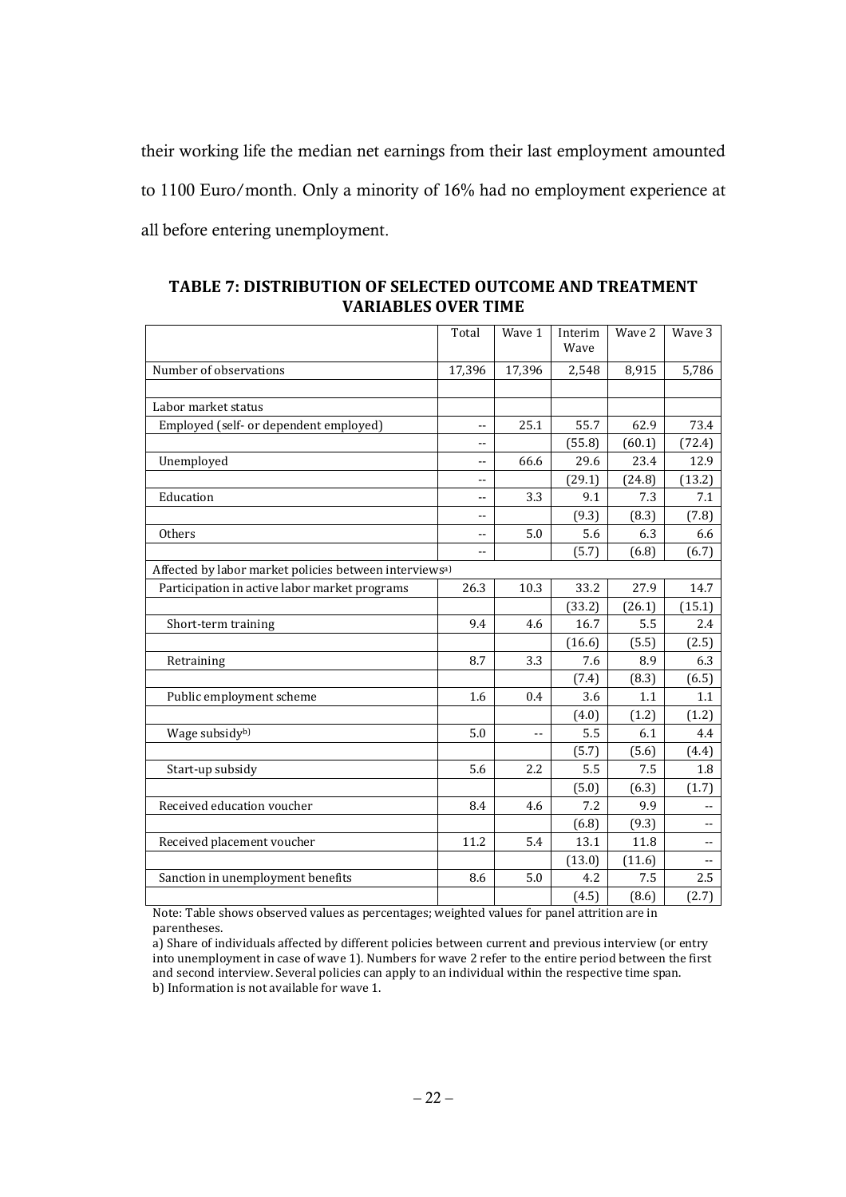their working life the median net earnings from their last employment amounted to 1100 Euro/month. Only a minority of 16% had no employment experience at all before entering unemployment.

**TABLE 7: DISTRIBUTION OF SELECTED OUTCOME AND TREATMENT VARIABLES OVER TIME**

| | Total | Wave 1 | Interim Wave | Wave 2 | Wave 3 |
|---|---|---|---|---|---|
| Number of observations | 17,396 | 17,396 | 2,548 | 8,915 | 5,786 |
| | | | | | |
| Labor market status | | | | | |
| Employed (self- or dependent employed) | -- | 25.1 | 55.7 | 62.9 | 73.4 |
| | -- | | (55.8) | (60.1) | (72.4) |
| Unemployed | -- | 66.6 | 29.6 | 23.4 | 12.9 |
| | -- | | (29.1) | (24.8) | (13.2) |
| Education | -- | 3.3 | 9.1 | 7.3 | 7.1 |
| | -- | | (9.3) | (8.3) | (7.8) |
| Others | -- | 5.0 | 5.6 | 6.3 | 6.6 |
| | -- | | (5.7) | (6.8) | (6.7) |
| Affected by labor market policies between interviews[a] | | | | | |
| Participation in active labor market programs | 26.3 | 10.3 | 33.2 | 27.9 | 14.7 |
| | | | (33.2) | (26.1) | (15.1) |
| Short-term training | 9.4 | 4.6 | 16.7 | 5.5 | 2.4 |
| | | | (16.6) | (5.5) | (2.5) |
| Retraining | 8.7 | 3.3 | 7.6 | 8.9 | 6.3 |
| | | | (7.4) | (8.3) | (6.5) |
| Public employment scheme | 1.6 | 0.4 | 3.6 | 1.1 | 1.1 |
| | | | (4.0) | (1.2) | (1.2) |
| Wage subsidy[b] | 5.0 | -- | 5.5 | 6.1 | 4.4 |
| | | | (5.7) | (5.6) | (4.4) |
| Start-up subsidy | 5.6 | 2.2 | 5.5 | 7.5 | 1.8 |
| | | | (5.0) | (6.3) | (1.7) |
| Received education voucher | 8.4 | 4.6 | 7.2 | 9.9 | -- |
| | | | (6.8) | (9.3) | -- |
| Received placement voucher | 11.2 | 5.4 | 13.1 | 11.8 | -- |
| | | | (13.0) | (11.6) | -- |
| Sanction in unemployment benefits | 8.6 | 5.0 | 4.2 | 7.5 | 2.5 |
| | | | (4.5) | (8.6) | (2.7) |

Note: Table shows observed values as percentages; weighted values for panel attrition are in parentheses.

a) Share of individuals affected by different policies between current and previous interview (or entry into unemployment in case of wave 1). Numbers for wave 2 refer to the entire period between the first and second interview. Several policies can apply to an individual within the respective time span.

b) Information is not available for wave 1.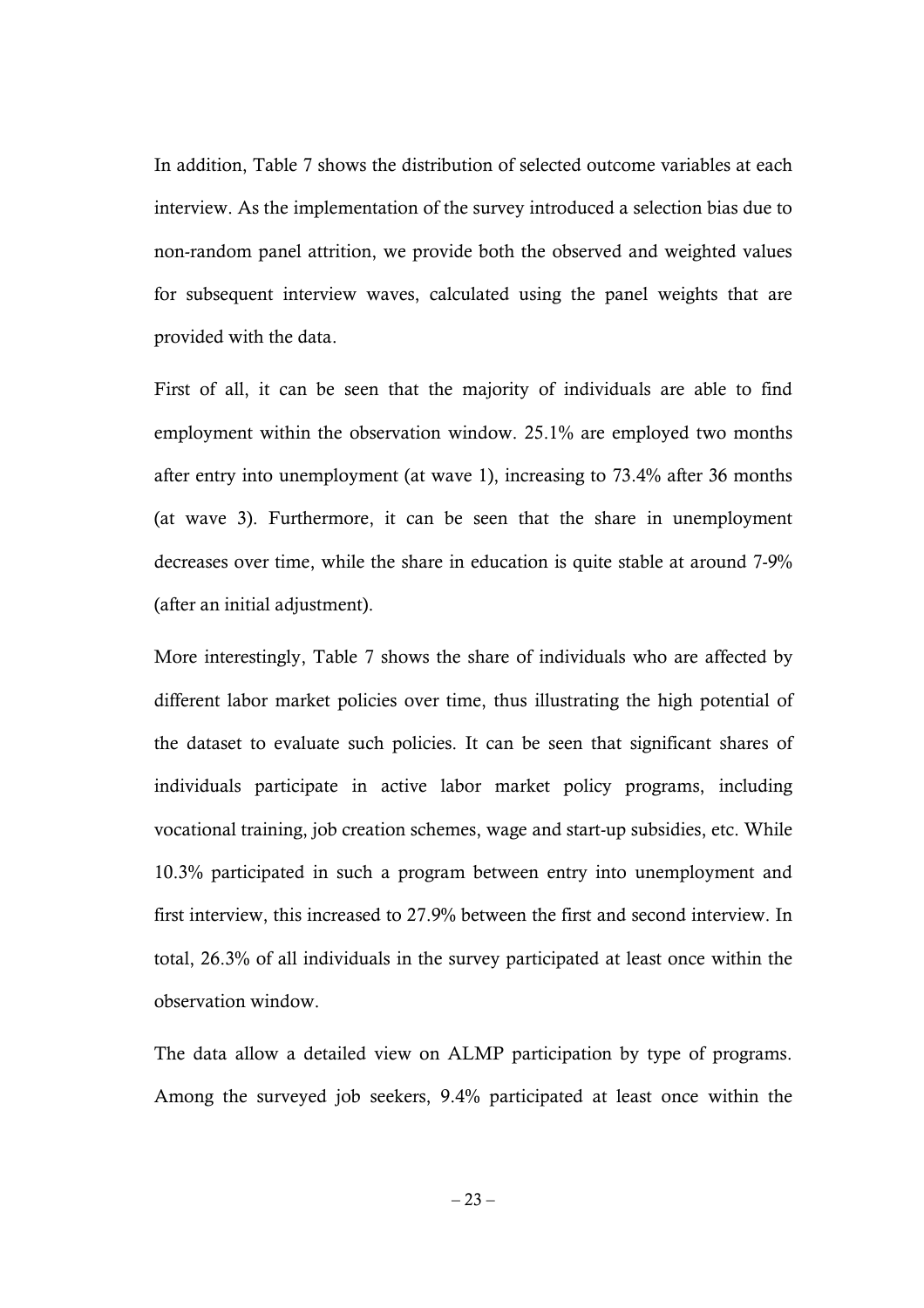In addition, Table 7 shows the distribution of selected outcome variables at each interview. As the implementation of the survey introduced a selection bias due to non-random panel attrition, we provide both the observed and weighted values for subsequent interview waves, calculated using the panel weights that are provided with the data.

First of all, it can be seen that the majority of individuals are able to find employment within the observation window. 25.1% are employed two months after entry into unemployment (at wave 1), increasing to 73.4% after 36 months (at wave 3). Furthermore, it can be seen that the share in unemployment decreases over time, while the share in education is quite stable at around 7-9% (after an initial adjustment).

More interestingly, Table 7 shows the share of individuals who are affected by different labor market policies over time, thus illustrating the high potential of the dataset to evaluate such policies. It can be seen that significant shares of individuals participate in active labor market policy programs, including vocational training, job creation schemes, wage and start-up subsidies, etc. While 10.3% participated in such a program between entry into unemployment and first interview, this increased to 27.9% between the first and second interview. In total, 26.3% of all individuals in the survey participated at least once within the observation window.

The data allow a detailed view on ALMP participation by type of programs. Among the surveyed job seekers, 9.4% participated at least once within the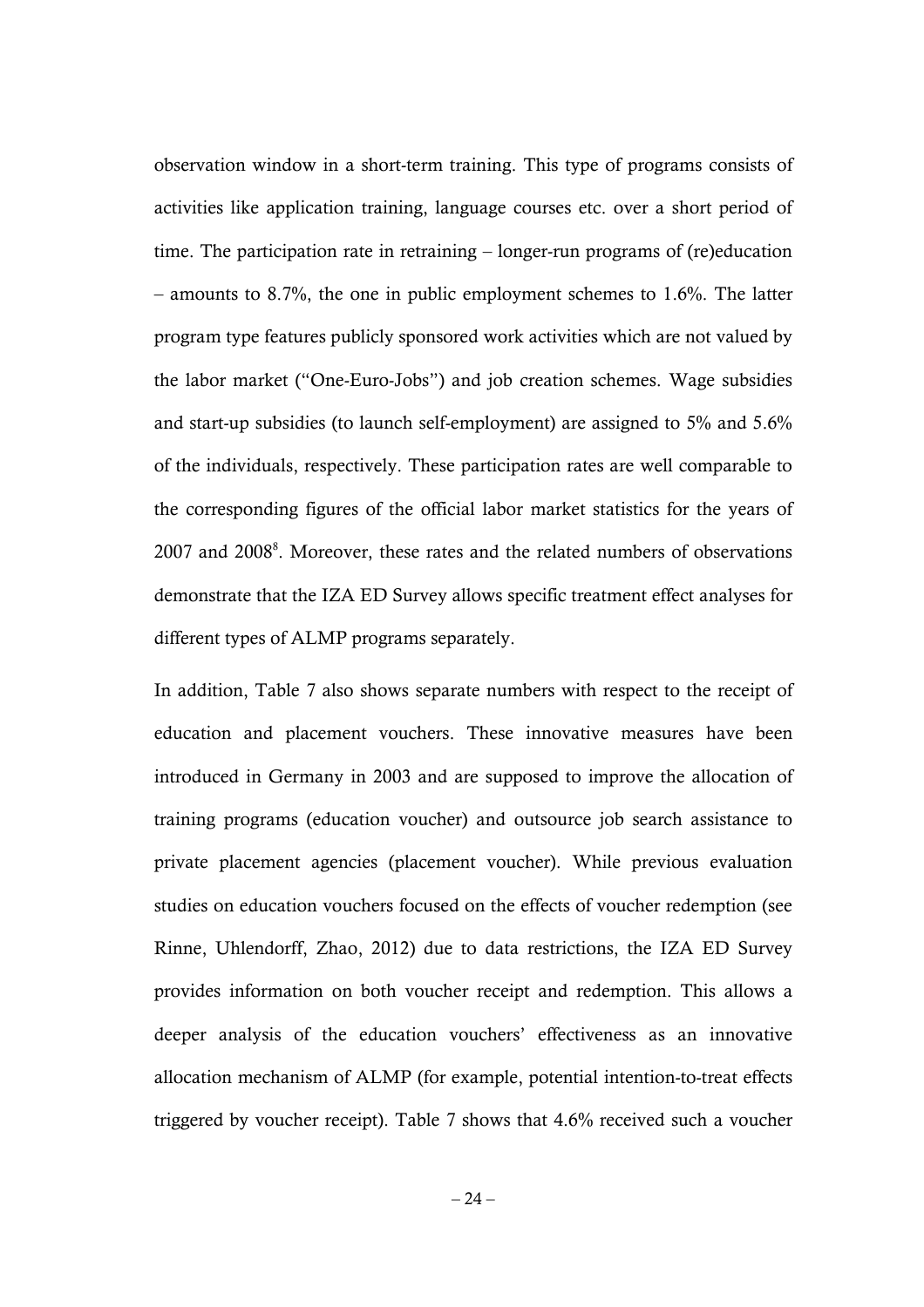observation window in a short-term training. This type of programs consists of activities like application training, language courses etc. over a short period of time. The participation rate in retraining – longer-run programs of (re)education – amounts to 8.7%, the one in public employment schemes to 1.6%. The latter program type features publicly sponsored work activities which are not valued by the labor market ("One-Euro-Jobs") and job creation schemes. Wage subsidies and start-up subsidies (to launch self-employment) are assigned to 5% and 5.6% of the individuals, respectively. These participation rates are well comparable to the corresponding figures of the official labor market statistics for the years of 2007 and 2008[8]. Moreover, these rates and the related numbers of observations demonstrate that the IZA ED Survey allows specific treatment effect analyses for different types of ALMP programs separately.

In addition, Table 7 also shows separate numbers with respect to the receipt of education and placement vouchers. These innovative measures have been introduced in Germany in 2003 and are supposed to improve the allocation of training programs (education voucher) and outsource job search assistance to private placement agencies (placement voucher). While previous evaluation studies on education vouchers focused on the effects of voucher redemption (see Rinne, Uhlendorff, Zhao, 2012) due to data restrictions, the IZA ED Survey provides information on both voucher receipt and redemption. This allows a deeper analysis of the education vouchers' effectiveness as an innovative allocation mechanism of ALMP (for example, potential intention-to-treat effects triggered by voucher receipt). Table 7 shows that 4.6% received such a voucher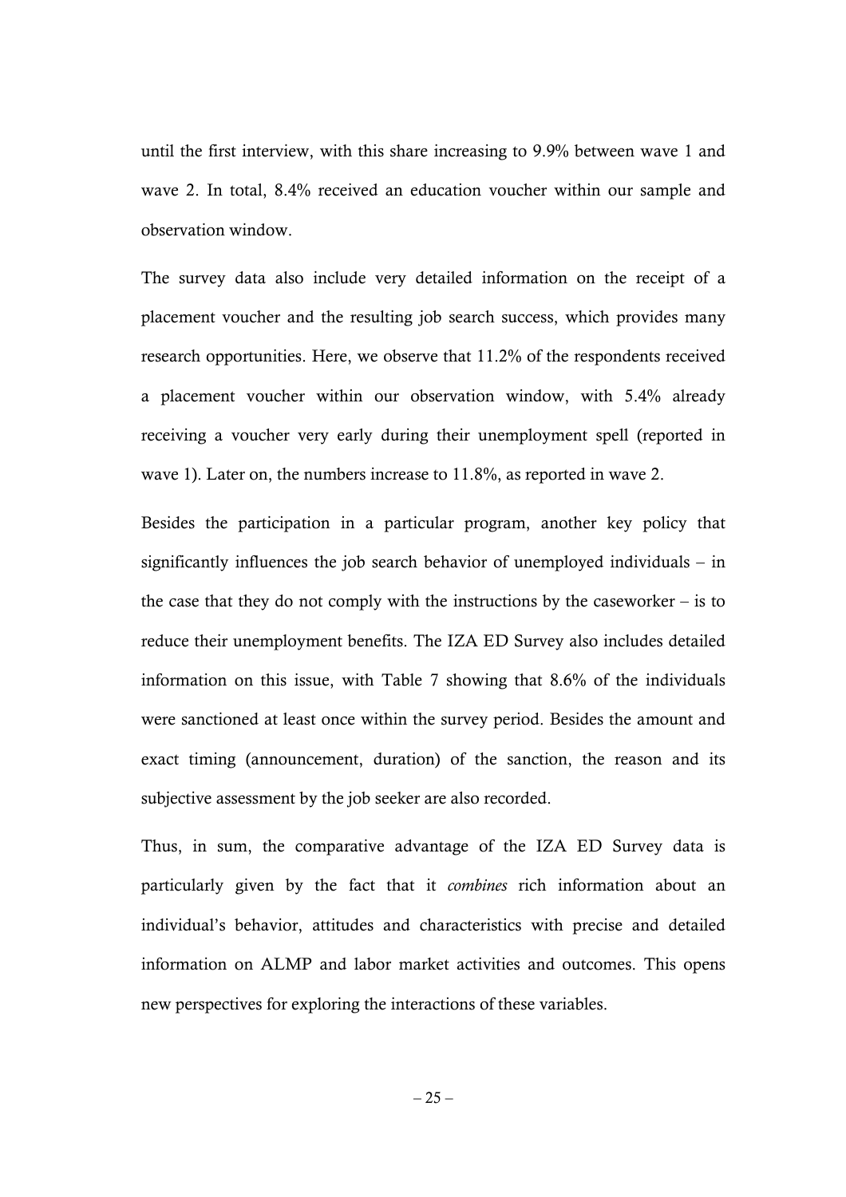until the first interview, with this share increasing to 9.9% between wave 1 and wave 2. In total, 8.4% received an education voucher within our sample and observation window.

The survey data also include very detailed information on the receipt of a placement voucher and the resulting job search success, which provides many research opportunities. Here, we observe that 11.2% of the respondents received a placement voucher within our observation window, with 5.4% already receiving a voucher very early during their unemployment spell (reported in wave 1). Later on, the numbers increase to 11.8%, as reported in wave 2.

Besides the participation in a particular program, another key policy that significantly influences the job search behavior of unemployed individuals – in the case that they do not comply with the instructions by the caseworker – is to reduce their unemployment benefits. The IZA ED Survey also includes detailed information on this issue, with Table 7 showing that 8.6% of the individuals were sanctioned at least once within the survey period. Besides the amount and exact timing (announcement, duration) of the sanction, the reason and its subjective assessment by the job seeker are also recorded.

Thus, in sum, the comparative advantage of the IZA ED Survey data is particularly given by the fact that it *combines* rich information about an individual's behavior, attitudes and characteristics with precise and detailed information on ALMP and labor market activities and outcomes. This opens new perspectives for exploring the interactions of these variables.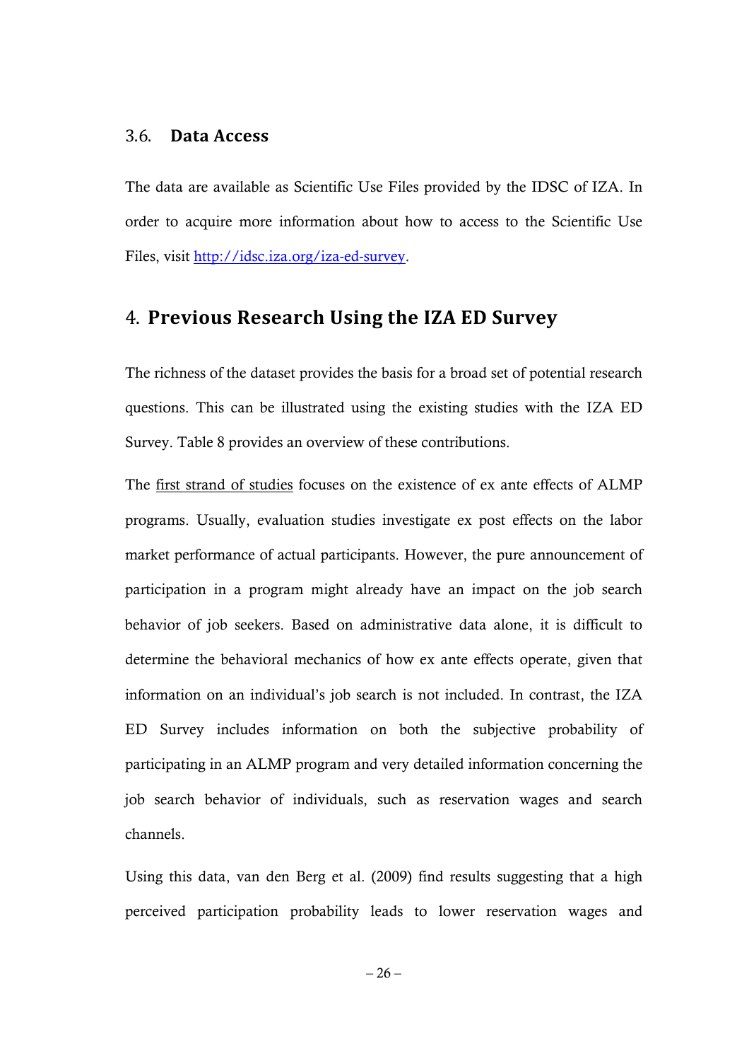### 3.6. Data Access

The data are available as Scientific Use Files provided by the IDSC of IZA. In order to acquire more information about how to access to the Scientific Use Files, visit http://idsc.iza.org/iza-ed-survey.

## 4. Previous Research Using the IZA ED Survey

The richness of the dataset provides the basis for a broad set of potential research questions. This can be illustrated using the existing studies with the IZA ED Survey. Table 8 provides an overview of these contributions.

The first strand of studies focuses on the existence of ex ante effects of ALMP programs. Usually, evaluation studies investigate ex post effects on the labor market performance of actual participants. However, the pure announcement of participation in a program might already have an impact on the job search behavior of job seekers. Based on administrative data alone, it is difficult to determine the behavioral mechanics of how ex ante effects operate, given that information on an individual's job search is not included. In contrast, the IZA ED Survey includes information on both the subjective probability of participating in an ALMP program and very detailed information concerning the job search behavior of individuals, such as reservation wages and search channels.

Using this data, van den Berg et al. (2009) find results suggesting that a high perceived participation probability leads to lower reservation wages and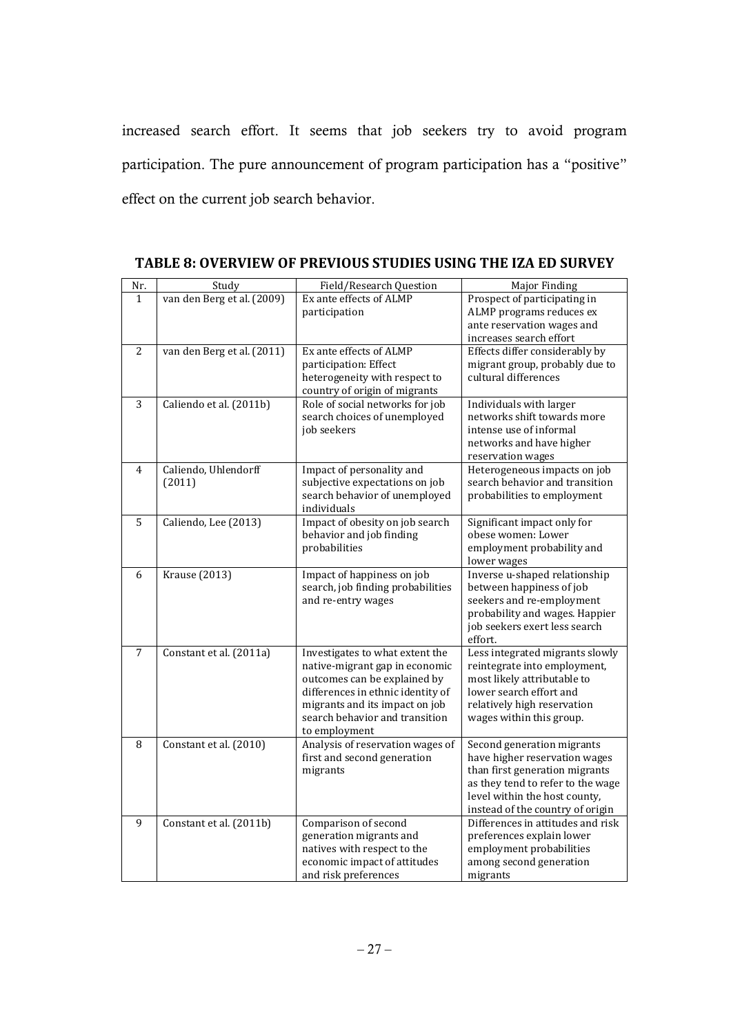increased search effort. It seems that job seekers try to avoid program participation. The pure announcement of program participation has a "positive" effect on the current job search behavior.

**TABLE 8: OVERVIEW OF PREVIOUS STUDIES USING THE IZA ED SURVEY**

| Nr. | Study | Field/Research Question | Major Finding |
|---|---|---|---|
| 1 | van den Berg et al. (2009) | Ex ante effects of ALMP participation | Prospect of participating in ALMP programs reduces ex ante reservation wages and increases search effort |
| 2 | van den Berg et al. (2011) | Ex ante effects of ALMP participation: Effect heterogeneity with respect to country of origin of migrants | Effects differ considerably by migrant group, probably due to cultural differences |
| 3 | Caliendo et al. (2011b) | Role of social networks for job search choices of unemployed job seekers | Individuals with larger networks shift towards more intense use of informal networks and have higher reservation wages |
| 4 | Caliendo, Uhlendorff (2011) | Impact of personality and subjective expectations on job search behavior of unemployed individuals | Heterogeneous impacts on job search behavior and transition probabilities to employment |
| 5 | Caliendo, Lee (2013) | Impact of obesity on job search behavior and job finding probabilities | Significant impact only for obese women: Lower employment probability and lower wages |
| 6 | Krause (2013) | Impact of happiness on job search, job finding probabilities and re-entry wages | Inverse u-shaped relationship between happiness of job seekers and re-employment probability and wages. Happier job seekers exert less search effort. |
| 7 | Constant et al. (2011a) | Investigates to what extent the native-migrant gap in economic outcomes can be explained by differences in ethnic identity of migrants and its impact on job search behavior and transition to employment | Less integrated migrants slowly reintegrate into employment, most likely attributable to lower search effort and relatively high reservation wages within this group. |
| 8 | Constant et al. (2010) | Analysis of reservation wages of first and second generation migrants | Second generation migrants have higher reservation wages than first generation migrants as they tend to refer to the wage level within the host county, instead of the country of origin |
| 9 | Constant et al. (2011b) | Comparison of second generation migrants and natives with respect to the economic impact of attitudes and risk preferences | Differences in attitudes and risk preferences explain lower employment probabilities among second generation migrants |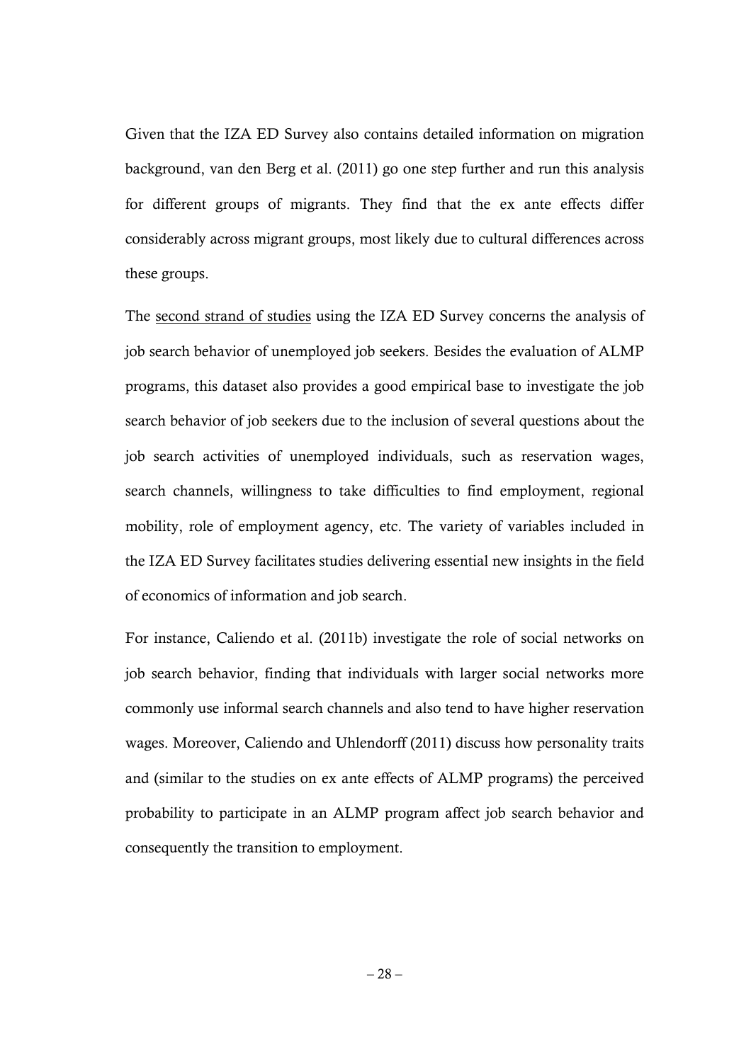Given that the IZA ED Survey also contains detailed information on migration background, van den Berg et al. (2011) go one step further and run this analysis for different groups of migrants. They find that the ex ante effects differ considerably across migrant groups, most likely due to cultural differences across these groups.

The <u>second strand of studies</u> using the IZA ED Survey concerns the analysis of job search behavior of unemployed job seekers. Besides the evaluation of ALMP programs, this dataset also provides a good empirical base to investigate the job search behavior of job seekers due to the inclusion of several questions about the job search activities of unemployed individuals, such as reservation wages, search channels, willingness to take difficulties to find employment, regional mobility, role of employment agency, etc. The variety of variables included in the IZA ED Survey facilitates studies delivering essential new insights in the field of economics of information and job search.

For instance, Caliendo et al. (2011b) investigate the role of social networks on job search behavior, finding that individuals with larger social networks more commonly use informal search channels and also tend to have higher reservation wages. Moreover, Caliendo and Uhlendorff (2011) discuss how personality traits and (similar to the studies on ex ante effects of ALMP programs) the perceived probability to participate in an ALMP program affect job search behavior and consequently the transition to employment.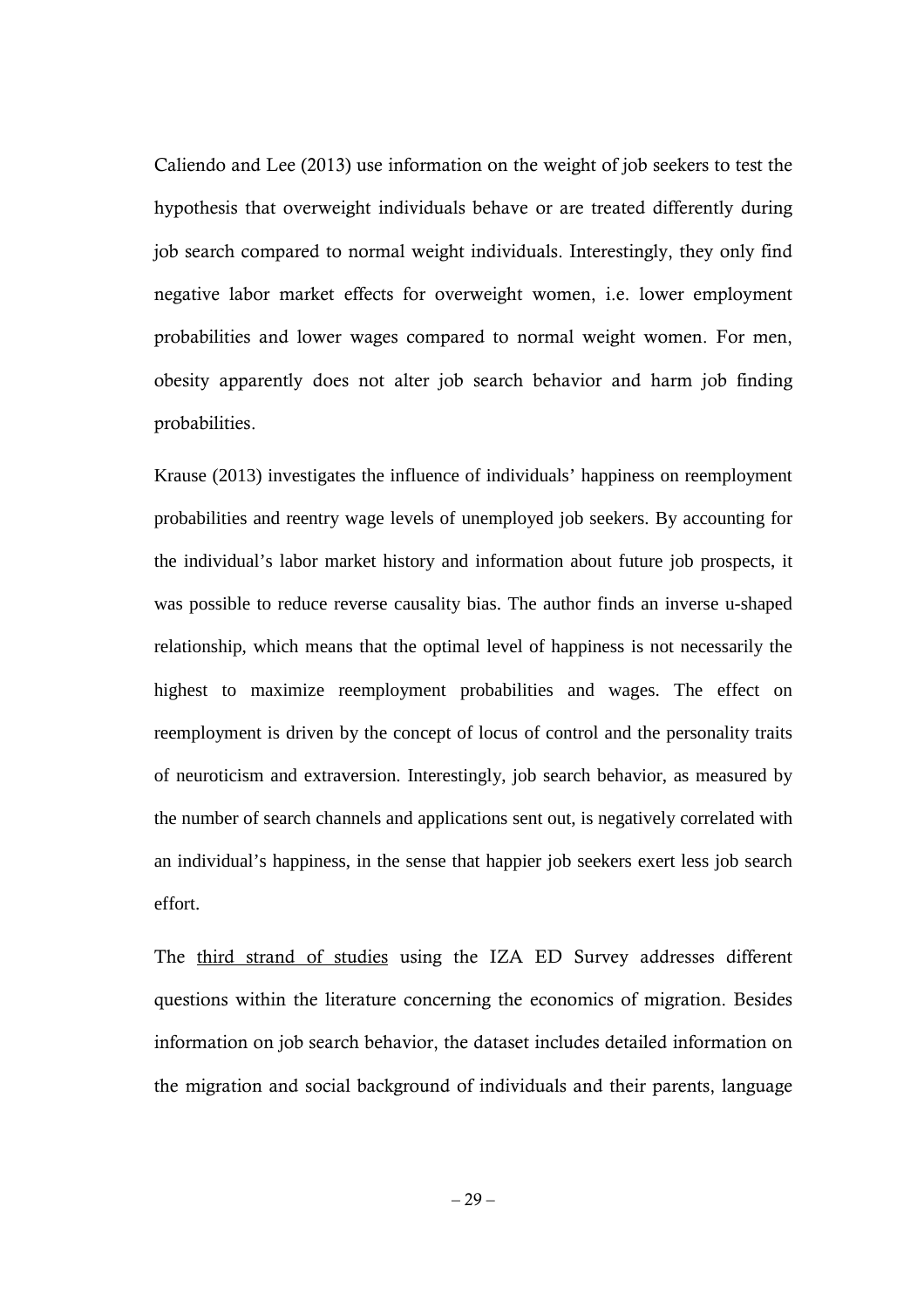Caliendo and Lee (2013) use information on the weight of job seekers to test the hypothesis that overweight individuals behave or are treated differently during job search compared to normal weight individuals. Interestingly, they only find negative labor market effects for overweight women, i.e. lower employment probabilities and lower wages compared to normal weight women. For men, obesity apparently does not alter job search behavior and harm job finding probabilities.

Krause (2013) investigates the influence of individuals' happiness on reemployment probabilities and reentry wage levels of unemployed job seekers. By accounting for the individual's labor market history and information about future job prospects, it was possible to reduce reverse causality bias. The author finds an inverse u-shaped relationship, which means that the optimal level of happiness is not necessarily the highest to maximize reemployment probabilities and wages. The effect on reemployment is driven by the concept of locus of control and the personality traits of neuroticism and extraversion. Interestingly, job search behavior, as measured by the number of search channels and applications sent out, is negatively correlated with an individual's happiness, in the sense that happier job seekers exert less job search effort.

The third strand of studies using the IZA ED Survey addresses different questions within the literature concerning the economics of migration. Besides information on job search behavior, the dataset includes detailed information on the migration and social background of individuals and their parents, language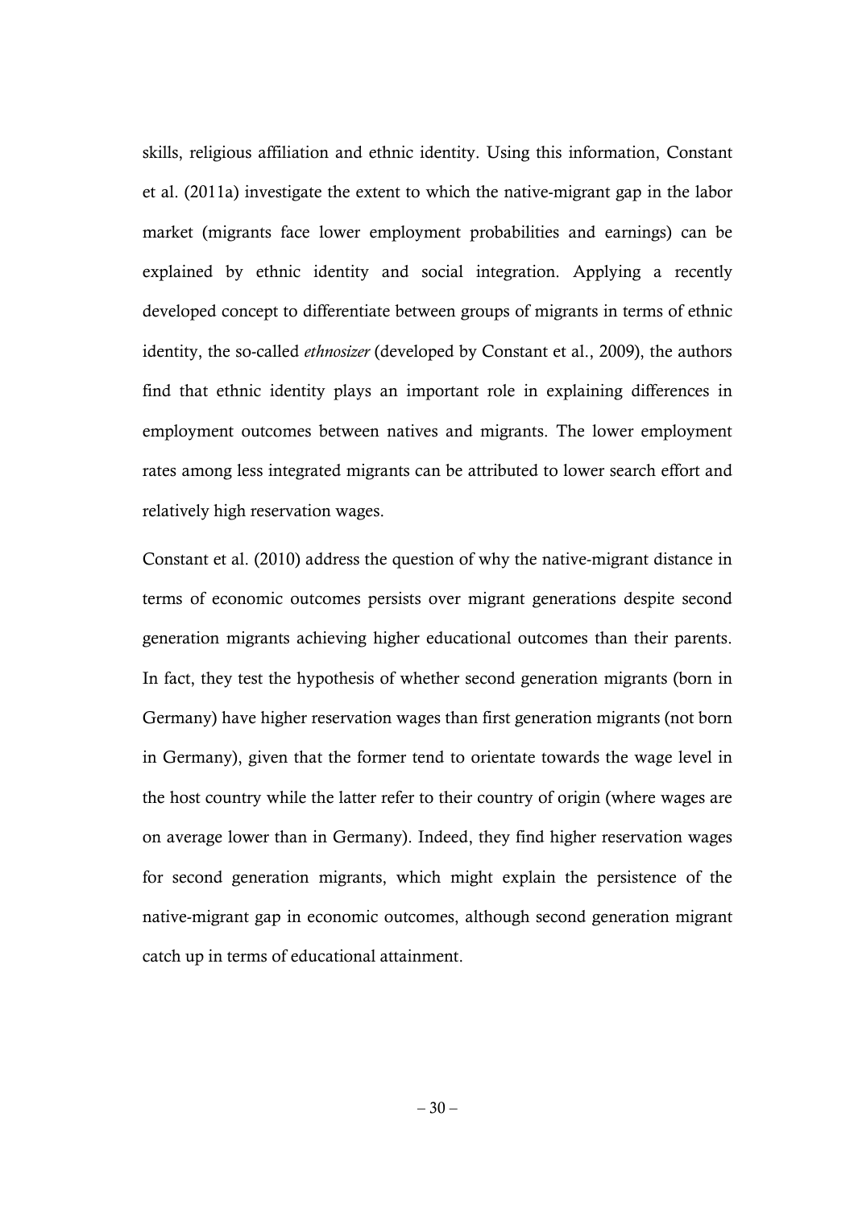skills, religious affiliation and ethnic identity. Using this information, Constant et al. (2011a) investigate the extent to which the native-migrant gap in the labor market (migrants face lower employment probabilities and earnings) can be explained by ethnic identity and social integration. Applying a recently developed concept to differentiate between groups of migrants in terms of ethnic identity, the so-called *ethnosizer* (developed by Constant et al., 2009), the authors find that ethnic identity plays an important role in explaining differences in employment outcomes between natives and migrants. The lower employment rates among less integrated migrants can be attributed to lower search effort and relatively high reservation wages.

Constant et al. (2010) address the question of why the native-migrant distance in terms of economic outcomes persists over migrant generations despite second generation migrants achieving higher educational outcomes than their parents. In fact, they test the hypothesis of whether second generation migrants (born in Germany) have higher reservation wages than first generation migrants (not born in Germany), given that the former tend to orientate towards the wage level in the host country while the latter refer to their country of origin (where wages are on average lower than in Germany). Indeed, they find higher reservation wages for second generation migrants, which might explain the persistence of the native-migrant gap in economic outcomes, although second generation migrant catch up in terms of educational attainment.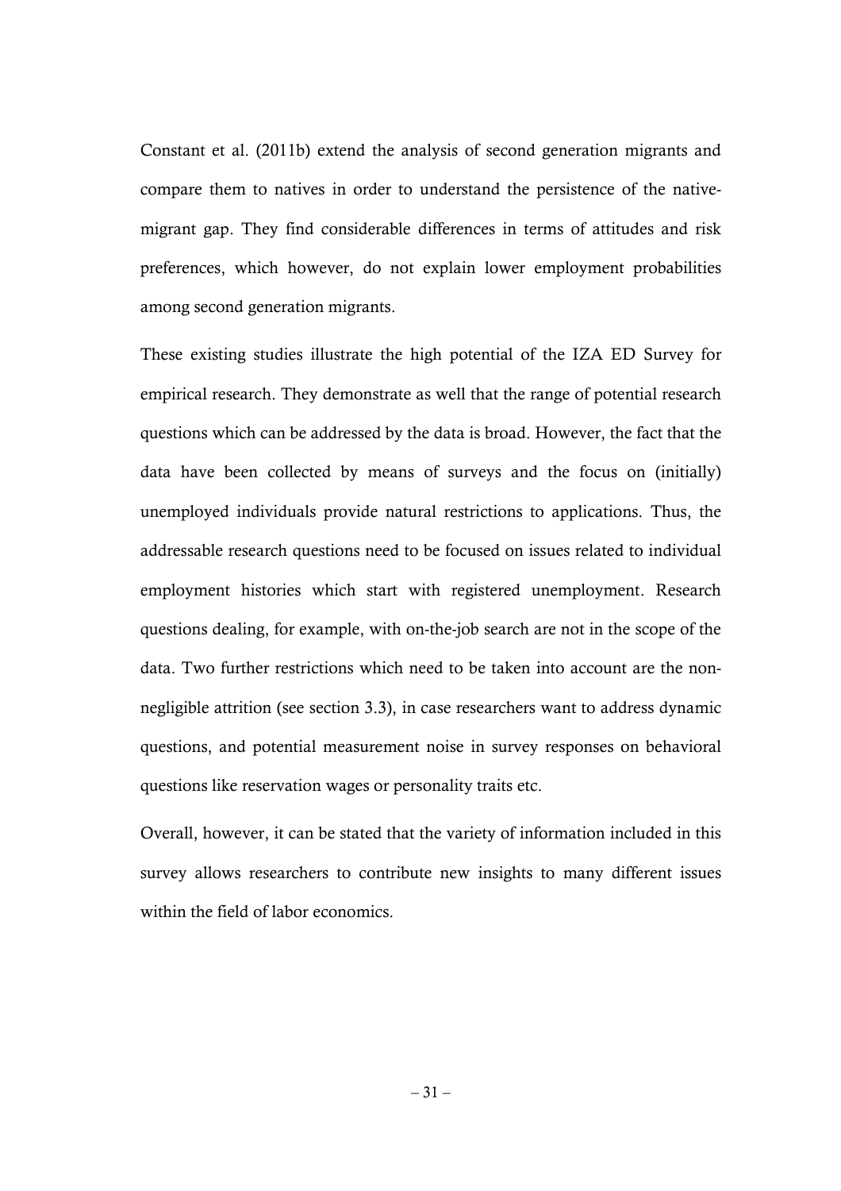Constant et al. (2011b) extend the analysis of second generation migrants and compare them to natives in order to understand the persistence of the native-migrant gap. They find considerable differences in terms of attitudes and risk preferences, which however, do not explain lower employment probabilities among second generation migrants.

These existing studies illustrate the high potential of the IZA ED Survey for empirical research. They demonstrate as well that the range of potential research questions which can be addressed by the data is broad. However, the fact that the data have been collected by means of surveys and the focus on (initially) unemployed individuals provide natural restrictions to applications. Thus, the addressable research questions need to be focused on issues related to individual employment histories which start with registered unemployment. Research questions dealing, for example, with on-the-job search are not in the scope of the data. Two further restrictions which need to be taken into account are the non-negligible attrition (see section 3.3), in case researchers want to address dynamic questions, and potential measurement noise in survey responses on behavioral questions like reservation wages or personality traits etc.

Overall, however, it can be stated that the variety of information included in this survey allows researchers to contribute new insights to many different issues within the field of labor economics.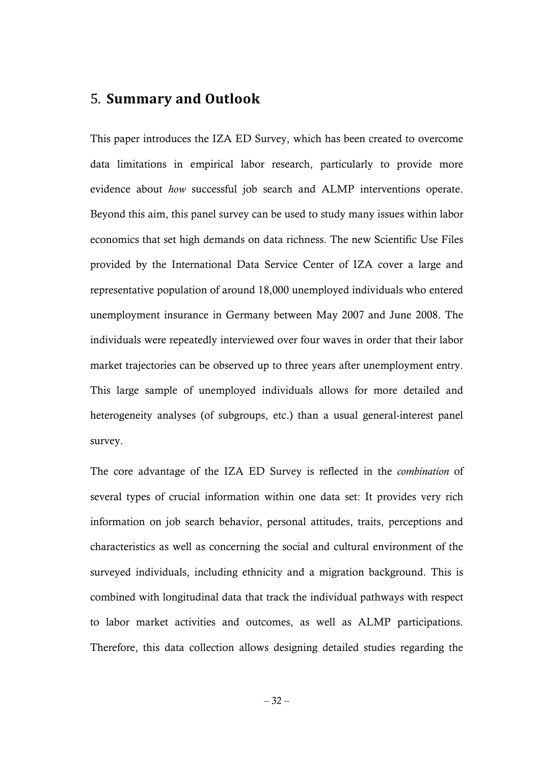## 5. **Summary and Outlook**

This paper introduces the IZA ED Survey, which has been created to overcome data limitations in empirical labor research, particularly to provide more evidence about *how* successful job search and ALMP interventions operate. Beyond this aim, this panel survey can be used to study many issues within labor economics that set high demands on data richness. The new Scientific Use Files provided by the International Data Service Center of IZA cover a large and representative population of around 18,000 unemployed individuals who entered unemployment insurance in Germany between May 2007 and June 2008. The individuals were repeatedly interviewed over four waves in order that their labor market trajectories can be observed up to three years after unemployment entry. This large sample of unemployed individuals allows for more detailed and heterogeneity analyses (of subgroups, etc.) than a usual general-interest panel survey.

The core advantage of the IZA ED Survey is reflected in the *combination* of several types of crucial information within one data set: It provides very rich information on job search behavior, personal attitudes, traits, perceptions and characteristics as well as concerning the social and cultural environment of the surveyed individuals, including ethnicity and a migration background. This is combined with longitudinal data that track the individual pathways with respect to labor market activities and outcomes, as well as ALMP participations. Therefore, this data collection allows designing detailed studies regarding the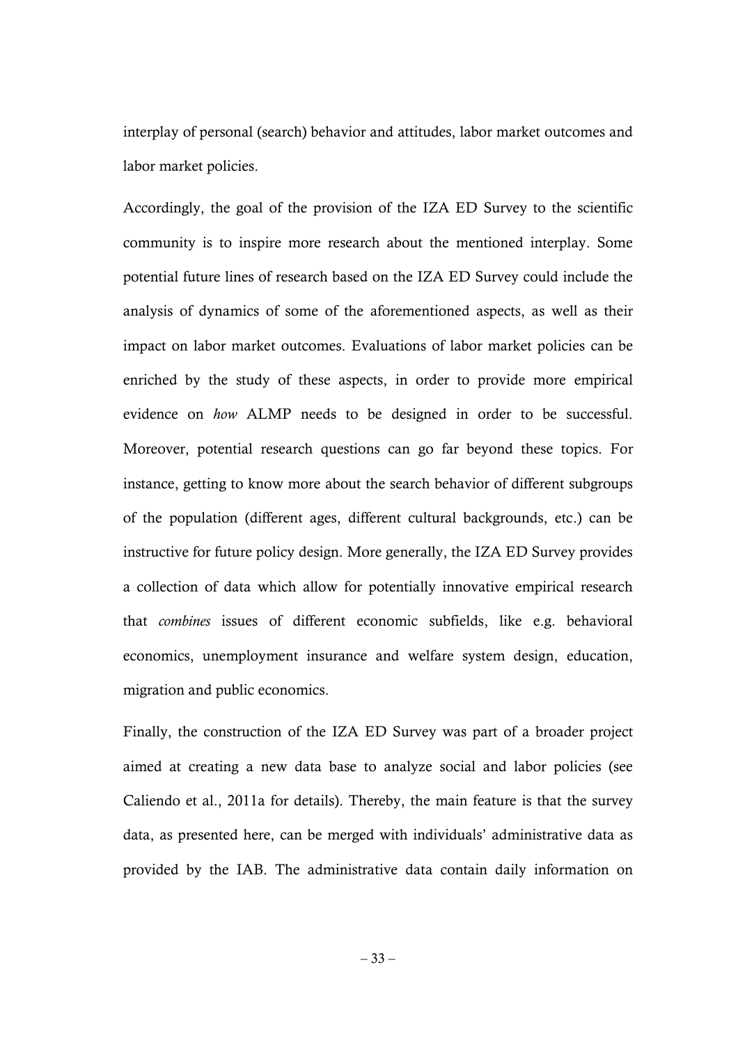interplay of personal (search) behavior and attitudes, labor market outcomes and labor market policies.

Accordingly, the goal of the provision of the IZA ED Survey to the scientific community is to inspire more research about the mentioned interplay. Some potential future lines of research based on the IZA ED Survey could include the analysis of dynamics of some of the aforementioned aspects, as well as their impact on labor market outcomes. Evaluations of labor market policies can be enriched by the study of these aspects, in order to provide more empirical evidence on *how* ALMP needs to be designed in order to be successful. Moreover, potential research questions can go far beyond these topics. For instance, getting to know more about the search behavior of different subgroups of the population (different ages, different cultural backgrounds, etc.) can be instructive for future policy design. More generally, the IZA ED Survey provides a collection of data which allow for potentially innovative empirical research that *combines* issues of different economic subfields, like e.g. behavioral economics, unemployment insurance and welfare system design, education, migration and public economics.

Finally, the construction of the IZA ED Survey was part of a broader project aimed at creating a new data base to analyze social and labor policies (see Caliendo et al., 2011a for details). Thereby, the main feature is that the survey data, as presented here, can be merged with individuals' administrative data as provided by the IAB. The administrative data contain daily information on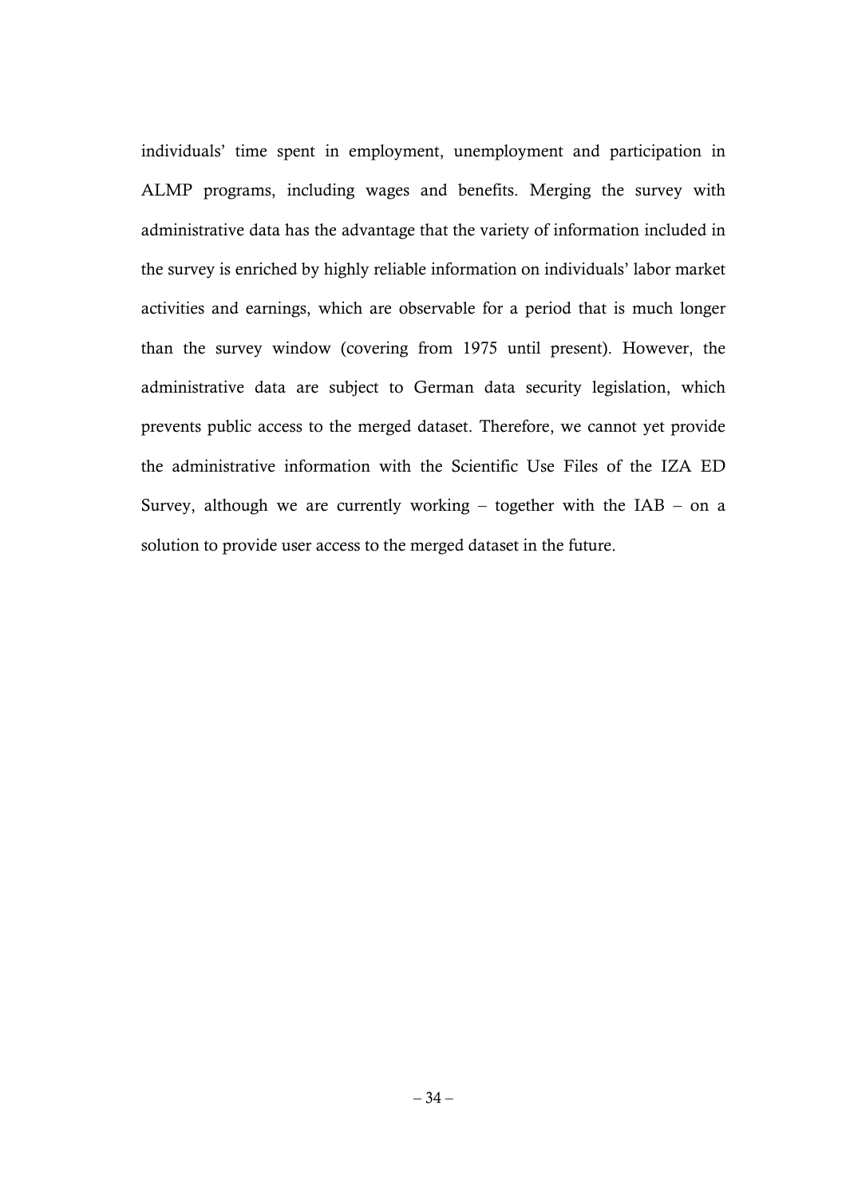individuals' time spent in employment, unemployment and participation in ALMP programs, including wages and benefits. Merging the survey with administrative data has the advantage that the variety of information included in the survey is enriched by highly reliable information on individuals' labor market activities and earnings, which are observable for a period that is much longer than the survey window (covering from 1975 until present). However, the administrative data are subject to German data security legislation, which prevents public access to the merged dataset. Therefore, we cannot yet provide the administrative information with the Scientific Use Files of the IZA ED Survey, although we are currently working – together with the IAB – on a solution to provide user access to the merged dataset in the future.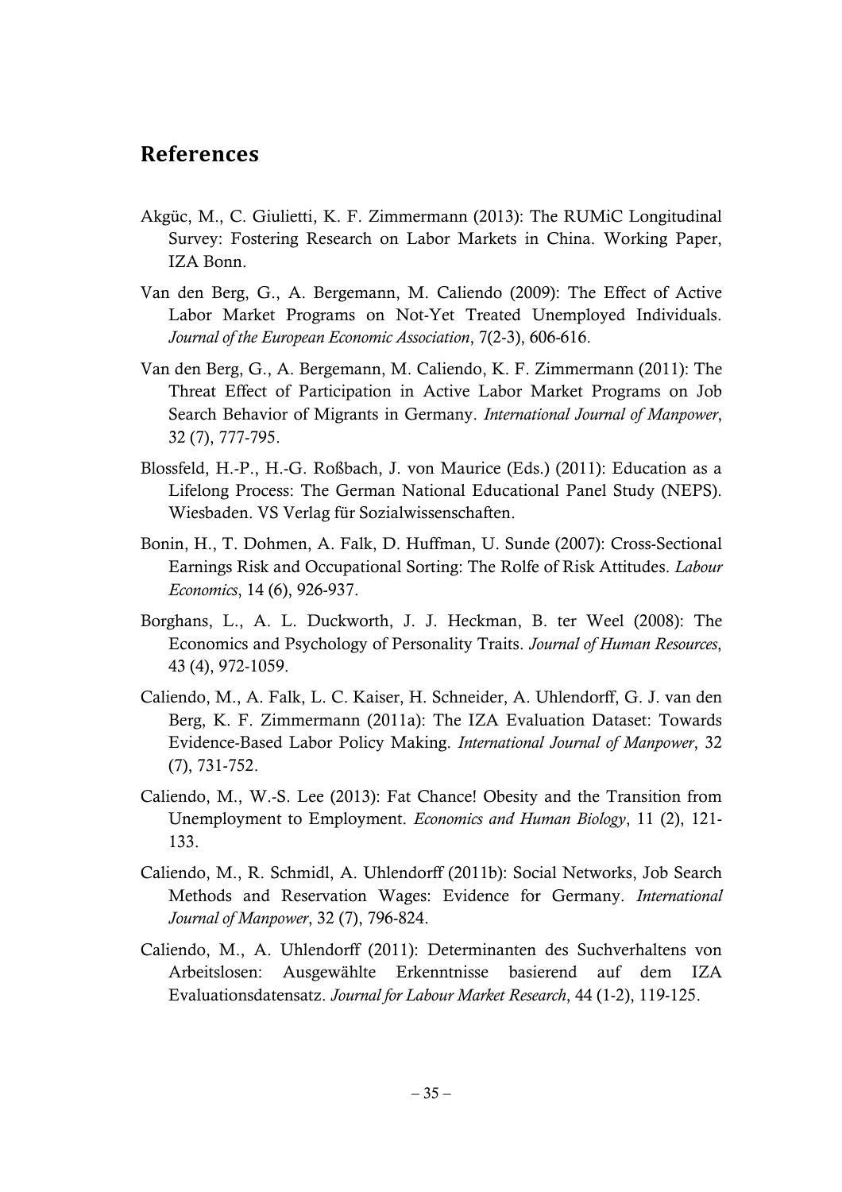## References

Akgüc, M., C. Giulietti, K. F. Zimmermann (2013): The RUMiC Longitudinal Survey: Fostering Research on Labor Markets in China. Working Paper, IZA Bonn.

Van den Berg, G., A. Bergemann, M. Caliendo (2009): The Effect of Active Labor Market Programs on Not-Yet Treated Unemployed Individuals. *Journal of the European Economic Association*, 7(2-3), 606-616.

Van den Berg, G., A. Bergemann, M. Caliendo, K. F. Zimmermann (2011): The Threat Effect of Participation in Active Labor Market Programs on Job Search Behavior of Migrants in Germany. *International Journal of Manpower*, 32 (7), 777-795.

Blossfeld, H.-P., H.-G. Roßbach, J. von Maurice (Eds.) (2011): Education as a Lifelong Process: The German National Educational Panel Study (NEPS). Wiesbaden. VS Verlag für Sozialwissenschaften.

Bonin, H., T. Dohmen, A. Falk, D. Huffman, U. Sunde (2007): Cross-Sectional Earnings Risk and Occupational Sorting: The Rolfe of Risk Attitudes. *Labour Economics*, 14 (6), 926-937.

Borghans, L., A. L. Duckworth, J. J. Heckman, B. ter Weel (2008): The Economics and Psychology of Personality Traits. *Journal of Human Resources*, 43 (4), 972-1059.

Caliendo, M., A. Falk, L. C. Kaiser, H. Schneider, A. Uhlendorff, G. J. van den Berg, K. F. Zimmermann (2011a): The IZA Evaluation Dataset: Towards Evidence-Based Labor Policy Making. *International Journal of Manpower*, 32 (7), 731-752.

Caliendo, M., W.-S. Lee (2013): Fat Chance! Obesity and the Transition from Unemployment to Employment. *Economics and Human Biology*, 11 (2), 121-133.

Caliendo, M., R. Schmidl, A. Uhlendorff (2011b): Social Networks, Job Search Methods and Reservation Wages: Evidence for Germany. *International Journal of Manpower*, 32 (7), 796-824.

Caliendo, M., A. Uhlendorff (2011): Determinanten des Suchverhaltens von Arbeitslosen: Ausgewählte Erkenntnisse basierend auf dem IZA Evaluationsdatensatz. *Journal for Labour Market Research*, 44 (1-2), 119-125.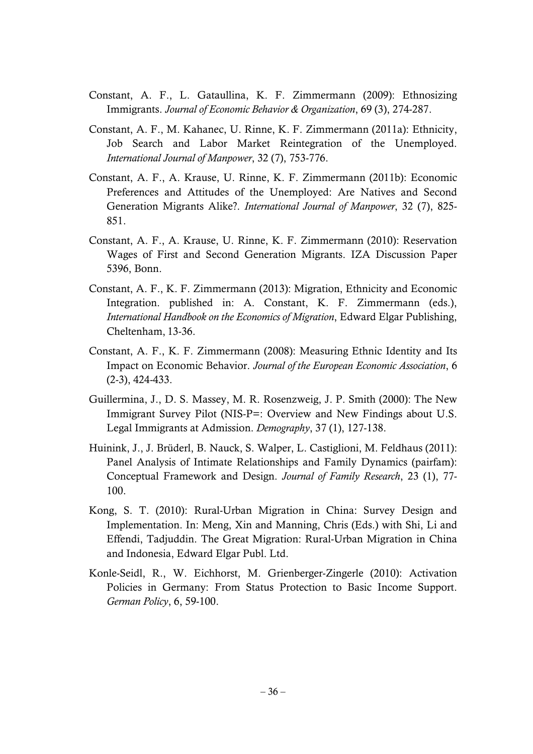Constant, A. F., L. Gataullina, K. F. Zimmermann (2009): Ethnosizing Immigrants. *Journal of Economic Behavior & Organization*, 69 (3), 274-287.

Constant, A. F., M. Kahanec, U. Rinne, K. F. Zimmermann (2011a): Ethnicity, Job Search and Labor Market Reintegration of the Unemployed. *International Journal of Manpower*, 32 (7), 753-776.

Constant, A. F., A. Krause, U. Rinne, K. F. Zimmermann (2011b): Economic Preferences and Attitudes of the Unemployed: Are Natives and Second Generation Migrants Alike?. *International Journal of Manpower*, 32 (7), 825-851.

Constant, A. F., A. Krause, U. Rinne, K. F. Zimmermann (2010): Reservation Wages of First and Second Generation Migrants. IZA Discussion Paper 5396, Bonn.

Constant, A. F., K. F. Zimmermann (2013): Migration, Ethnicity and Economic Integration. published in: A. Constant, K. F. Zimmermann (eds.), *International Handbook on the Economics of Migration*, Edward Elgar Publishing, Cheltenham, 13-36.

Constant, A. F., K. F. Zimmermann (2008): Measuring Ethnic Identity and Its Impact on Economic Behavior. *Journal of the European Economic Association*, 6 (2-3), 424-433.

Guillermina, J., D. S. Massey, M. R. Rosenzweig, J. P. Smith (2000): The New Immigrant Survey Pilot (NIS-P=: Overview and New Findings about U.S. Legal Immigrants at Admission. *Demography*, 37 (1), 127-138.

Huinink, J., J. Brüderl, B. Nauck, S. Walper, L. Castiglioni, M. Feldhaus (2011): Panel Analysis of Intimate Relationships and Family Dynamics (pairfam): Conceptual Framework and Design. *Journal of Family Research*, 23 (1), 77-100.

Kong, S. T. (2010): Rural-Urban Migration in China: Survey Design and Implementation. In: Meng, Xin and Manning, Chris (Eds.) with Shi, Li and Effendi, Tadjuddin. The Great Migration: Rural-Urban Migration in China and Indonesia, Edward Elgar Publ. Ltd.

Konle-Seidl, R., W. Eichhorst, M. Grienberger-Zingerle (2010): Activation Policies in Germany: From Status Protection to Basic Income Support. *German Policy*, 6, 59-100.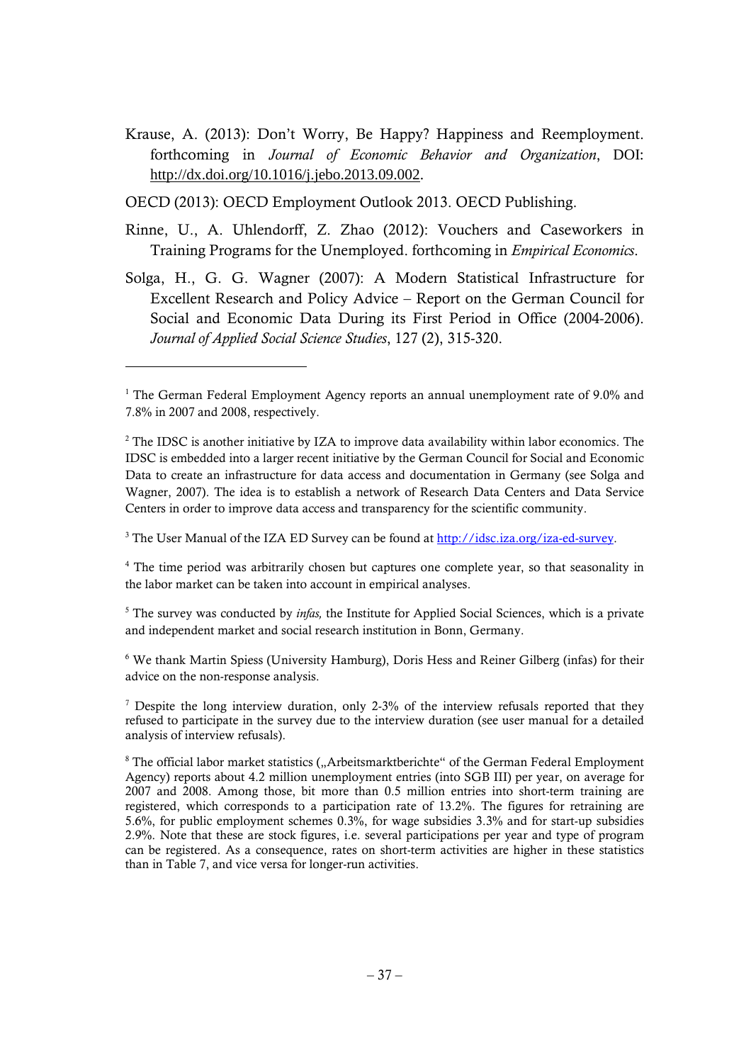Krause, A. (2013): Don't Worry, Be Happy? Happiness and Reemployment. forthcoming in *Journal of Economic Behavior and Organization*, DOI: http://dx.doi.org/10.1016/j.jebo.2013.09.002.

OECD (2013): OECD Employment Outlook 2013. OECD Publishing.

Rinne, U., A. Uhlendorff, Z. Zhao (2012): Vouchers and Caseworkers in Training Programs for the Unemployed. forthcoming in *Empirical Economics*.

Solga, H., G. G. Wagner (2007): A Modern Statistical Infrastructure for Excellent Research and Policy Advice – Report on the German Council for Social and Economic Data During its First Period in Office (2004-2006). *Journal of Applied Social Science Studies*, 127 (2), 315-320.

---

[1] The German Federal Employment Agency reports an annual unemployment rate of 9.0% and 7.8% in 2007 and 2008, respectively.

[2] The IDSC is another initiative by IZA to improve data availability within labor economics. The IDSC is embedded into a larger recent initiative by the German Council for Social and Economic Data to create an infrastructure for data access and documentation in Germany (see Solga and Wagner, 2007). The idea is to establish a network of Research Data Centers and Data Service Centers in order to improve data access and transparency for the scientific community.

[3] The User Manual of the IZA ED Survey can be found at http://idsc.iza.org/iza-ed-survey.

[4] The time period was arbitrarily chosen but captures one complete year, so that seasonality in the labor market can be taken into account in empirical analyses.

[5] The survey was conducted by *infas,* the Institute for Applied Social Sciences, which is a private and independent market and social research institution in Bonn, Germany.

[6] We thank Martin Spiess (University Hamburg), Doris Hess and Reiner Gilberg (infas) for their advice on the non-response analysis.

[7] Despite the long interview duration, only 2-3% of the interview refusals reported that they refused to participate in the survey due to the interview duration (see user manual for a detailed analysis of interview refusals).

[8] The official labor market statistics („Arbeitsmarktberichte" of the German Federal Employment Agency) reports about 4.2 million unemployment entries (into SGB III) per year, on average for 2007 and 2008. Among those, bit more than 0.5 million entries into short-term training are registered, which corresponds to a participation rate of 13.2%. The figures for retraining are 5.6%, for public employment schemes 0.3%, for wage subsidies 3.3% and for start-up subsidies 2.9%. Note that these are stock figures, i.e. several participations per year and type of program can be registered. As a consequence, rates on short-term activities are higher in these statistics than in Table 7, and vice versa for longer-run activities.